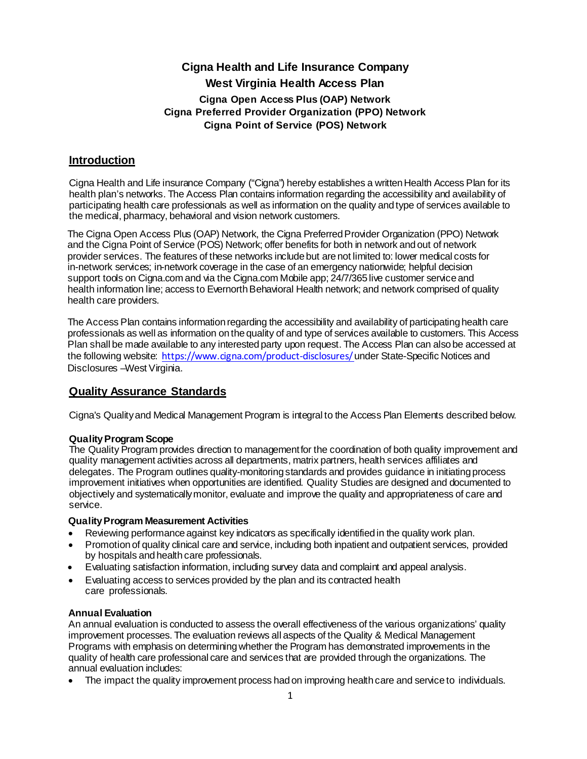# Cigna Health and Life Insurance Company

# West Virginia Health Access Plan

### Cigna Open Access Plus (OAP) Network
### Cigna Preferred Provider Organization (PPO) Network
### Cigna Point of Service (POS) Network

## Introduction

Cigna Health and Life insurance Company ("Cigna") hereby establishes a written Health Access Plan for its health plan's networks. The Access Plan contains information regarding the accessibility and availability of participating health care professionals as well as information on the quality and type of services available to the medical, pharmacy, behavioral and vision network customers.

The Cigna Open Access Plus (OAP) Network, the Cigna Preferred Provider Organization (PPO) Network and the Cigna Point of Service (POS) Network; offer benefits for both in network and out of network provider services. The features of these networks include but are not limited to: lower medical costs for in-network services; in-network coverage in the case of an emergency nationwide; helpful decision support tools on Cigna.com and via the Cigna.com Mobile app; 24/7/365 live customer service and health information line; access to Evernorth Behavioral Health network; and network comprised of quality health care providers.

The Access Plan contains information regarding the accessibility and availability of participating health care professionals as well as information on the quality of and type of services available to customers. This Access Plan shall be made available to any interested party upon request. The Access Plan can also be accessed at the following website: https://www.cigna.com/product-disclosures/ under State-Specific Notices and Disclosures –West Virginia.

## Quality Assurance Standards

Cigna's Quality and Medical Management Program is integral to the Access Plan Elements described below.

**Quality Program Scope**
The Quality Program provides direction to management for the coordination of both quality improvement and quality management activities across all departments, matrix partners, health services affiliates and delegates. The Program outlines quality-monitoring standards and provides guidance in initiating process improvement initiatives when opportunities are identified. Quality Studies are designed and documented to objectively and systematically monitor, evaluate and improve the quality and appropriateness of care and service.

**Quality Program Measurement Activities**

- Reviewing performance against key indicators as specifically identified in the quality work plan.
- Promotion of quality clinical care and service, including both inpatient and outpatient services, provided by hospitals and health care professionals.
- Evaluating satisfaction information, including survey data and complaint and appeal analysis.
- Evaluating access to services provided by the plan and its contracted health care professionals.

**Annual Evaluation**
An annual evaluation is conducted to assess the overall effectiveness of the various organizations' quality improvement processes. The evaluation reviews all aspects of the Quality & Medical Management Programs with emphasis on determining whether the Program has demonstrated improvements in the quality of health care professional care and services that are provided through the organizations. The annual evaluation includes:

- The impact the quality improvement process had on improving health care and service to individuals.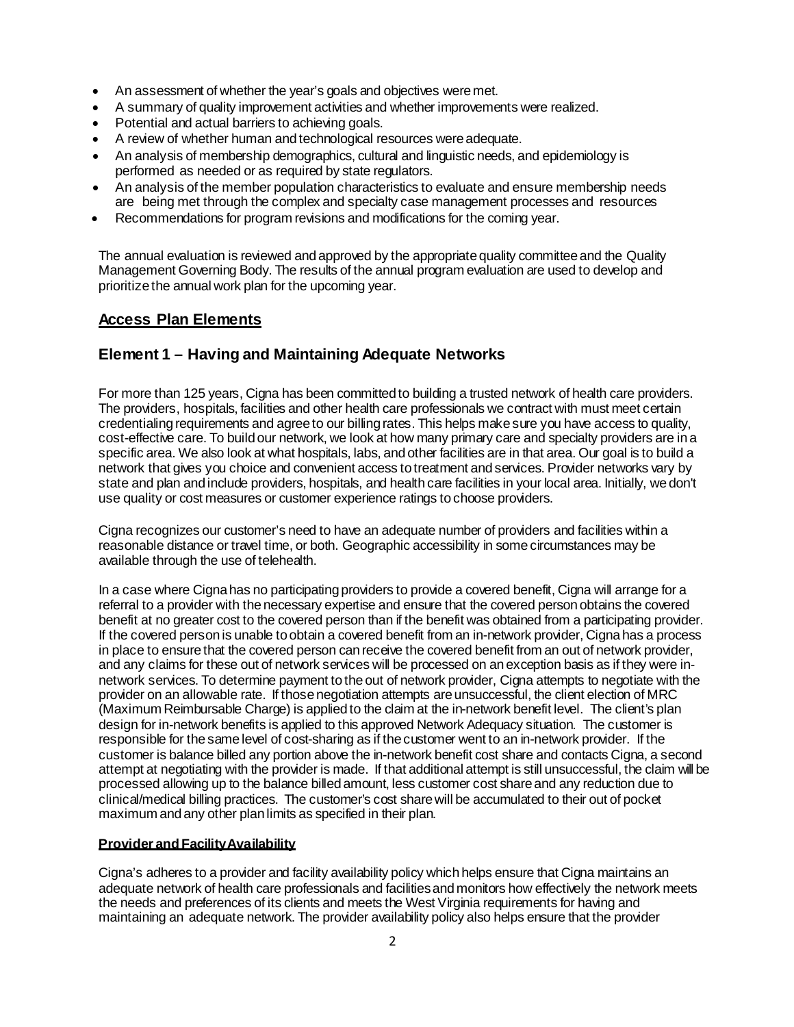- An assessment of whether the year's goals and objectives were met.
- A summary of quality improvement activities and whether improvements were realized.
- Potential and actual barriers to achieving goals.
- A review of whether human and technological resources were adequate.
- An analysis of membership demographics, cultural and linguistic needs, and epidemiology is performed as needed or as required by state regulators.
- An analysis of the member population characteristics to evaluate and ensure membership needs are being met through the complex and specialty case management processes and resources
- Recommendations for program revisions and modifications for the coming year.

The annual evaluation is reviewed and approved by the appropriate quality committee and the Quality Management Governing Body. The results of the annual program evaluation are used to develop and prioritize the annual work plan for the upcoming year.

## Access Plan Elements

## Element 1 – Having and Maintaining Adequate Networks

For more than 125 years, Cigna has been committed to building a trusted network of health care providers. The providers, hospitals, facilities and other health care professionals we contract with must meet certain credentialing requirements and agree to our billing rates. This helps make sure you have access to quality, cost-effective care. To build our network, we look at how many primary care and specialty providers are in a specific area. We also look at what hospitals, labs, and other facilities are in that area. Our goal is to build a network that gives you choice and convenient access to treatment and services. Provider networks vary by state and plan and include providers, hospitals, and health care facilities in your local area. Initially, we don't use quality or cost measures or customer experience ratings to choose providers.

Cigna recognizes our customer's need to have an adequate number of providers and facilities within a reasonable distance or travel time, or both. Geographic accessibility in some circumstances may be available through the use of telehealth.

In a case where Cigna has no participating providers to provide a covered benefit, Cigna will arrange for a referral to a provider with the necessary expertise and ensure that the covered person obtains the covered benefit at no greater cost to the covered person than if the benefit was obtained from a participating provider. If the covered person is unable to obtain a covered benefit from an in-network provider, Cigna has a process in place to ensure that the covered person can receive the covered benefit from an out of network provider, and any claims for these out of network services will be processed on an exception basis as if they were in-network services. To determine payment to the out of network provider, Cigna attempts to negotiate with the provider on an allowable rate. If those negotiation attempts are unsuccessful, the client election of MRC (Maximum Reimbursable Charge) is applied to the claim at the in-network benefit level. The client's plan design for in-network benefits is applied to this approved Network Adequacy situation. The customer is responsible for the same level of cost-sharing as if the customer went to an in-network provider. If the customer is balance billed any portion above the in-network benefit cost share and contacts Cigna, a second attempt at negotiating with the provider is made. If that additional attempt is still unsuccessful, the claim will be processed allowing up to the balance billed amount, less customer cost share and any reduction due to clinical/medical billing practices. The customer's cost share will be accumulated to their out of pocket maximum and any other plan limits as specified in their plan.

**Provider and Facility Availability**

Cigna's adheres to a provider and facility availability policy which helps ensure that Cigna maintains an adequate network of health care professionals and facilities and monitors how effectively the network meets the needs and preferences of its clients and meets the West Virginia requirements for having and maintaining an adequate network. The provider availability policy also helps ensure that the provider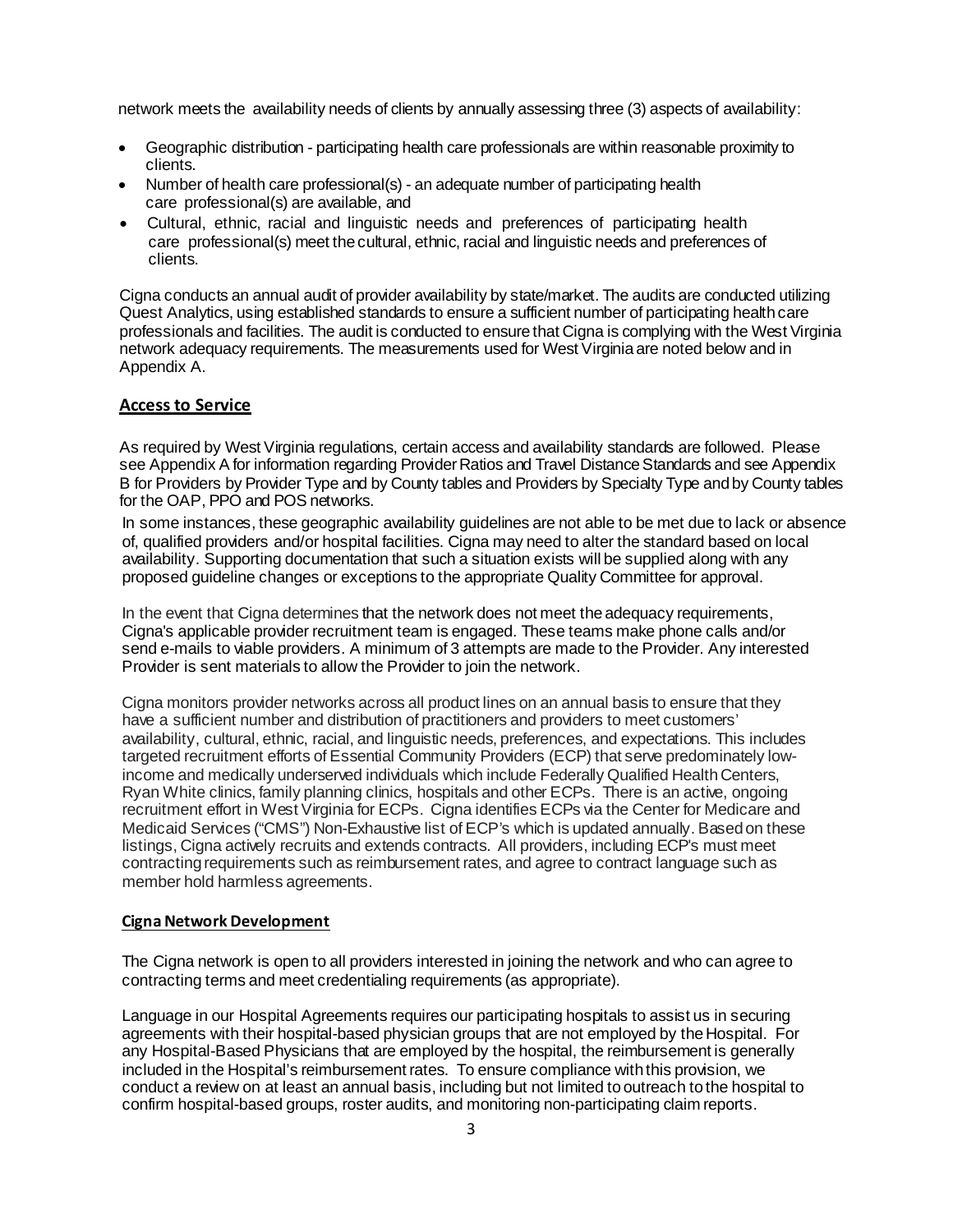network meets the availability needs of clients by annually assessing three (3) aspects of availability:

- Geographic distribution - participating health care professionals are within reasonable proximity to clients.
- Number of health care professional(s) - an adequate number of participating health care professional(s) are available, and
- Cultural, ethnic, racial and linguistic needs and preferences of participating health care professional(s) meet the cultural, ethnic, racial and linguistic needs and preferences of clients.

Cigna conducts an annual audit of provider availability by state/market. The audits are conducted utilizing Quest Analytics, using established standards to ensure a sufficient number of participating health care professionals and facilities. The audit is conducted to ensure that Cigna is complying with the West Virginia network adequacy requirements. The measurements used for West Virginia are noted below and in Appendix A.

## Access to Service

As required by West Virginia regulations, certain access and availability standards are followed. Please see Appendix A for information regarding Provider Ratios and Travel Distance Standards and see Appendix B for Providers by Provider Type and by County tables and Providers by Specialty Type and by County tables for the OAP, PPO and POS networks.

In some instances, these geographic availability guidelines are not able to be met due to lack or absence of, qualified providers and/or hospital facilities. Cigna may need to alter the standard based on local availability. Supporting documentation that such a situation exists will be supplied along with any proposed guideline changes or exceptions to the appropriate Quality Committee for approval.

In the event that Cigna determines that the network does not meet the adequacy requirements, Cigna's applicable provider recruitment team is engaged. These teams make phone calls and/or send e-mails to viable providers. A minimum of 3 attempts are made to the Provider. Any interested Provider is sent materials to allow the Provider to join the network.

Cigna monitors provider networks across all product lines on an annual basis to ensure that they have a sufficient number and distribution of practitioners and providers to meet customers' availability, cultural, ethnic, racial, and linguistic needs, preferences, and expectations. This includes targeted recruitment efforts of Essential Community Providers (ECP) that serve predominately low-income and medically underserved individuals which include Federally Qualified Health Centers, Ryan White clinics, family planning clinics, hospitals and other ECPs. There is an active, ongoing recruitment effort in West Virginia for ECPs. Cigna identifies ECPs via the Center for Medicare and Medicaid Services ("CMS") Non-Exhaustive list of ECP's which is updated annually. Based on these listings, Cigna actively recruits and extends contracts. All providers, including ECP's must meet contracting requirements such as reimbursement rates, and agree to contract language such as member hold harmless agreements.

### Cigna Network Development

The Cigna network is open to all providers interested in joining the network and who can agree to contracting terms and meet credentialing requirements (as appropriate).

Language in our Hospital Agreements requires our participating hospitals to assist us in securing agreements with their hospital-based physician groups that are not employed by the Hospital. For any Hospital-Based Physicians that are employed by the hospital, the reimbursement is generally included in the Hospital's reimbursement rates. To ensure compliance with this provision, we conduct a review on at least an annual basis, including but not limited to outreach to the hospital to confirm hospital-based groups, roster audits, and monitoring non-participating claim reports.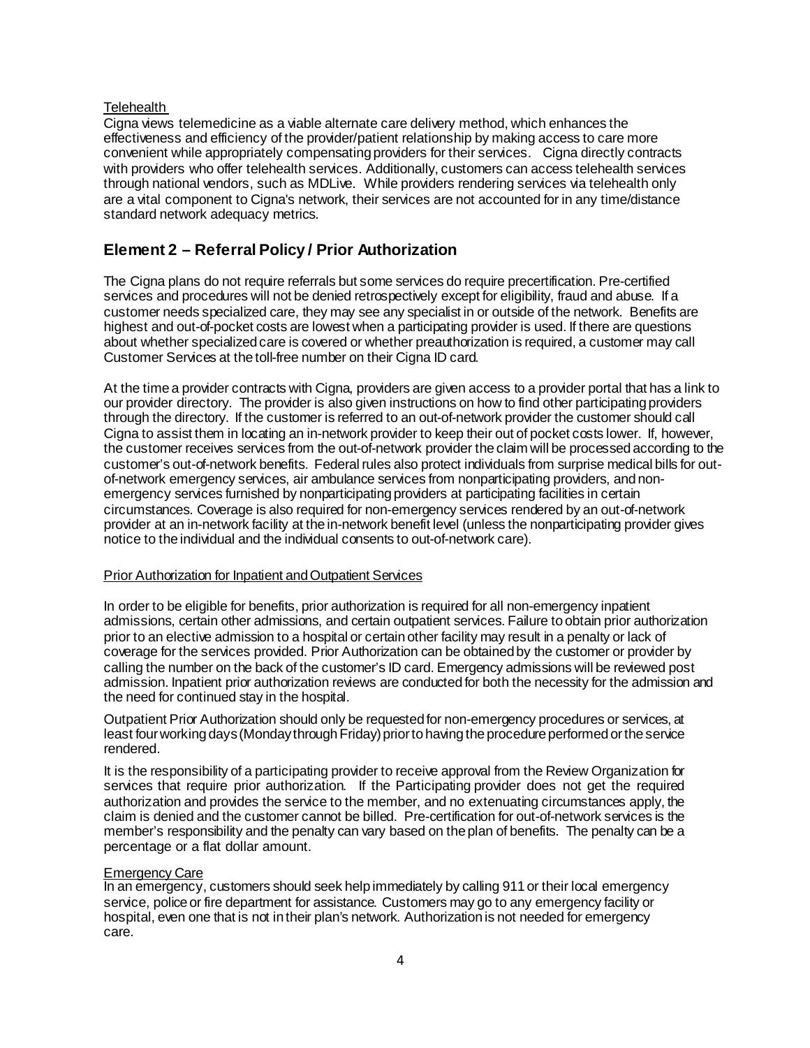Telehealth

Cigna views telemedicine as a viable alternate care delivery method, which enhances the effectiveness and efficiency of the provider/patient relationship by making access to care more convenient while appropriately compensating providers for their services. Cigna directly contracts with providers who offer telehealth services. Additionally, customers can access telehealth services through national vendors, such as MDLive. While providers rendering services via telehealth only are a vital component to Cigna's network, their services are not accounted for in any time/distance standard network adequacy metrics.

## Element 2 – Referral Policy / Prior Authorization

The Cigna plans do not require referrals but some services do require precertification. Pre-certified services and procedures will not be denied retrospectively except for eligibility, fraud and abuse. If a customer needs specialized care, they may see any specialist in or outside of the network. Benefits are highest and out-of-pocket costs are lowest when a participating provider is used. If there are questions about whether specialized care is covered or whether preauthorization is required, a customer may call Customer Services at the toll-free number on their Cigna ID card.

At the time a provider contracts with Cigna, providers are given access to a provider portal that has a link to our provider directory. The provider is also given instructions on how to find other participating providers through the directory. If the customer is referred to an out-of-network provider the customer should call Cigna to assist them in locating an in-network provider to keep their out of pocket costs lower. If, however, the customer receives services from the out-of-network provider the claim will be processed according to the customer's out-of-network benefits. Federal rules also protect individuals from surprise medical bills for out-of-network emergency services, air ambulance services from nonparticipating providers, and non-emergency services furnished by nonparticipating providers at participating facilities in certain circumstances. Coverage is also required for non-emergency services rendered by an out-of-network provider at an in-network facility at the in-network benefit level (unless the nonparticipating provider gives notice to the individual and the individual consents to out-of-network care).

Prior Authorization for Inpatient and Outpatient Services

In order to be eligible for benefits, prior authorization is required for all non-emergency inpatient admissions, certain other admissions, and certain outpatient services. Failure to obtain prior authorization prior to an elective admission to a hospital or certain other facility may result in a penalty or lack of coverage for the services provided. Prior Authorization can be obtained by the customer or provider by calling the number on the back of the customer's ID card. Emergency admissions will be reviewed post admission. Inpatient prior authorization reviews are conducted for both the necessity for the admission and the need for continued stay in the hospital.

Outpatient Prior Authorization should only be requested for non-emergency procedures or services, at least four working days (Monday through Friday) prior to having the procedure performed or the service rendered.

It is the responsibility of a participating provider to receive approval from the Review Organization for services that require prior authorization. If the Participating provider does not get the required authorization and provides the service to the member, and no extenuating circumstances apply, the claim is denied and the customer cannot be billed. Pre-certification for out-of-network services is the member's responsibility and the penalty can vary based on the plan of benefits. The penalty can be a percentage or a flat dollar amount.

Emergency Care

In an emergency, customers should seek help immediately by calling 911 or their local emergency service, police or fire department for assistance. Customers may go to any emergency facility or hospital, even one that is not in their plan's network. Authorization is not needed for emergency care.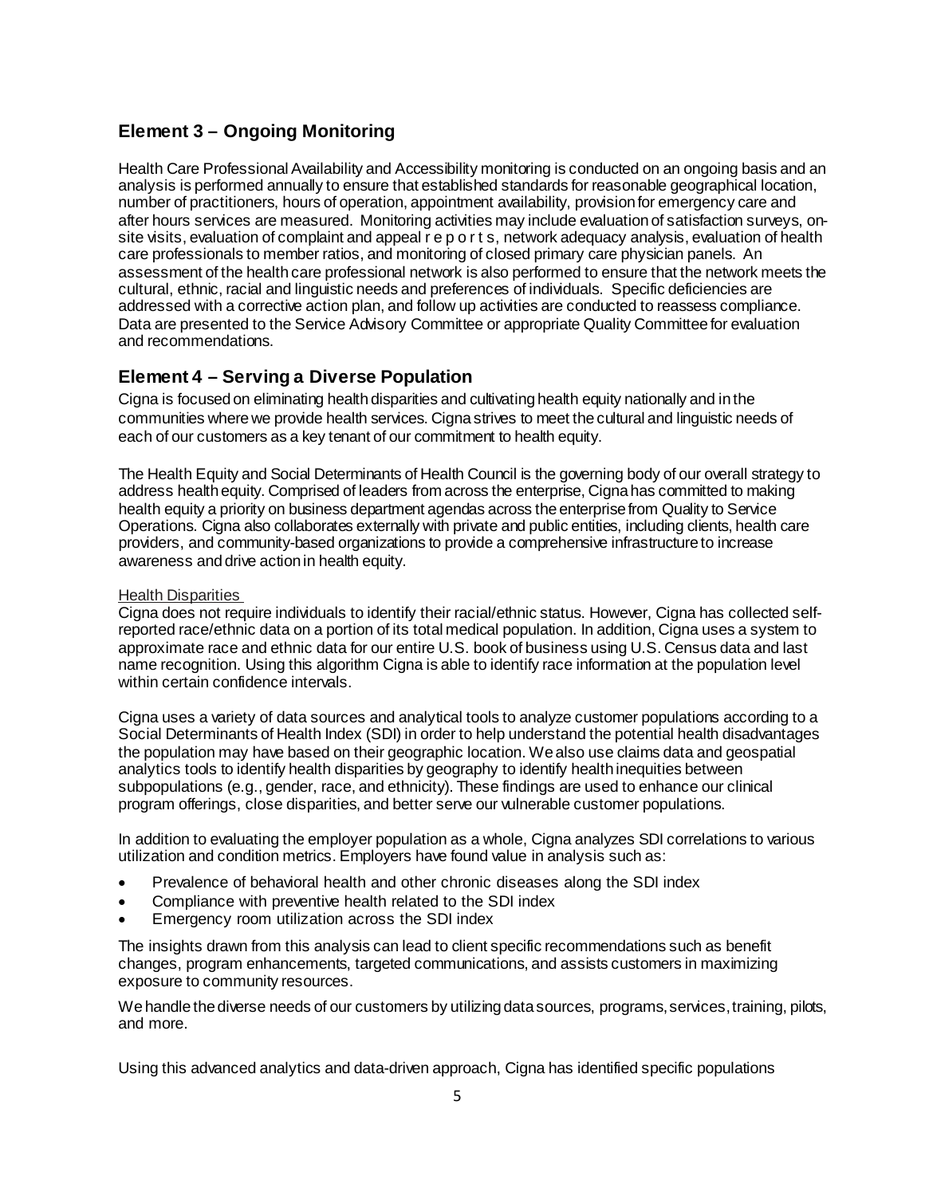## Element 3 – Ongoing Monitoring

Health Care Professional Availability and Accessibility monitoring is conducted on an ongoing basis and an analysis is performed annually to ensure that established standards for reasonable geographical location, number of practitioners, hours of operation, appointment availability, provision for emergency care and after hours services are measured. Monitoring activities may include evaluation of satisfaction surveys, on-site visits, evaluation of complaint and appeal r e p o r t s, network adequacy analysis, evaluation of health care professionals to member ratios, and monitoring of closed primary care physician panels. An assessment of the health care professional network is also performed to ensure that the network meets the cultural, ethnic, racial and linguistic needs and preferences of individuals. Specific deficiencies are addressed with a corrective action plan, and follow up activities are conducted to reassess compliance. Data are presented to the Service Advisory Committee or appropriate Quality Committee for evaluation and recommendations.

## Element 4 – Serving a Diverse Population

Cigna is focused on eliminating health disparities and cultivating health equity nationally and in the communities where we provide health services. Cigna strives to meet the cultural and linguistic needs of each of our customers as a key tenant of our commitment to health equity.

The Health Equity and Social Determinants of Health Council is the governing body of our overall strategy to address health equity. Comprised of leaders from across the enterprise, Cigna has committed to making health equity a priority on business department agendas across the enterprise from Quality to Service Operations. Cigna also collaborates externally with private and public entities, including clients, health care providers, and community-based organizations to provide a comprehensive infrastructure to increase awareness and drive action in health equity.

Health Disparities

Cigna does not require individuals to identify their racial/ethnic status. However, Cigna has collected self-reported race/ethnic data on a portion of its total medical population. In addition, Cigna uses a system to approximate race and ethnic data for our entire U.S. book of business using U.S. Census data and last name recognition. Using this algorithm Cigna is able to identify race information at the population level within certain confidence intervals.

Cigna uses a variety of data sources and analytical tools to analyze customer populations according to a Social Determinants of Health Index (SDI) in order to help understand the potential health disadvantages the population may have based on their geographic location. We also use claims data and geospatial analytics tools to identify health disparities by geography to identify health inequities between subpopulations (e.g., gender, race, and ethnicity). These findings are used to enhance our clinical program offerings, close disparities, and better serve our vulnerable customer populations.

In addition to evaluating the employer population as a whole, Cigna analyzes SDI correlations to various utilization and condition metrics. Employers have found value in analysis such as:

- Prevalence of behavioral health and other chronic diseases along the SDI index
- Compliance with preventive health related to the SDI index
- Emergency room utilization across the SDI index

The insights drawn from this analysis can lead to client specific recommendations such as benefit changes, program enhancements, targeted communications, and assists customers in maximizing exposure to community resources.

We handle the diverse needs of our customers by utilizing data sources, programs, services, training, pilots, and more.

Using this advanced analytics and data-driven approach, Cigna has identified specific populations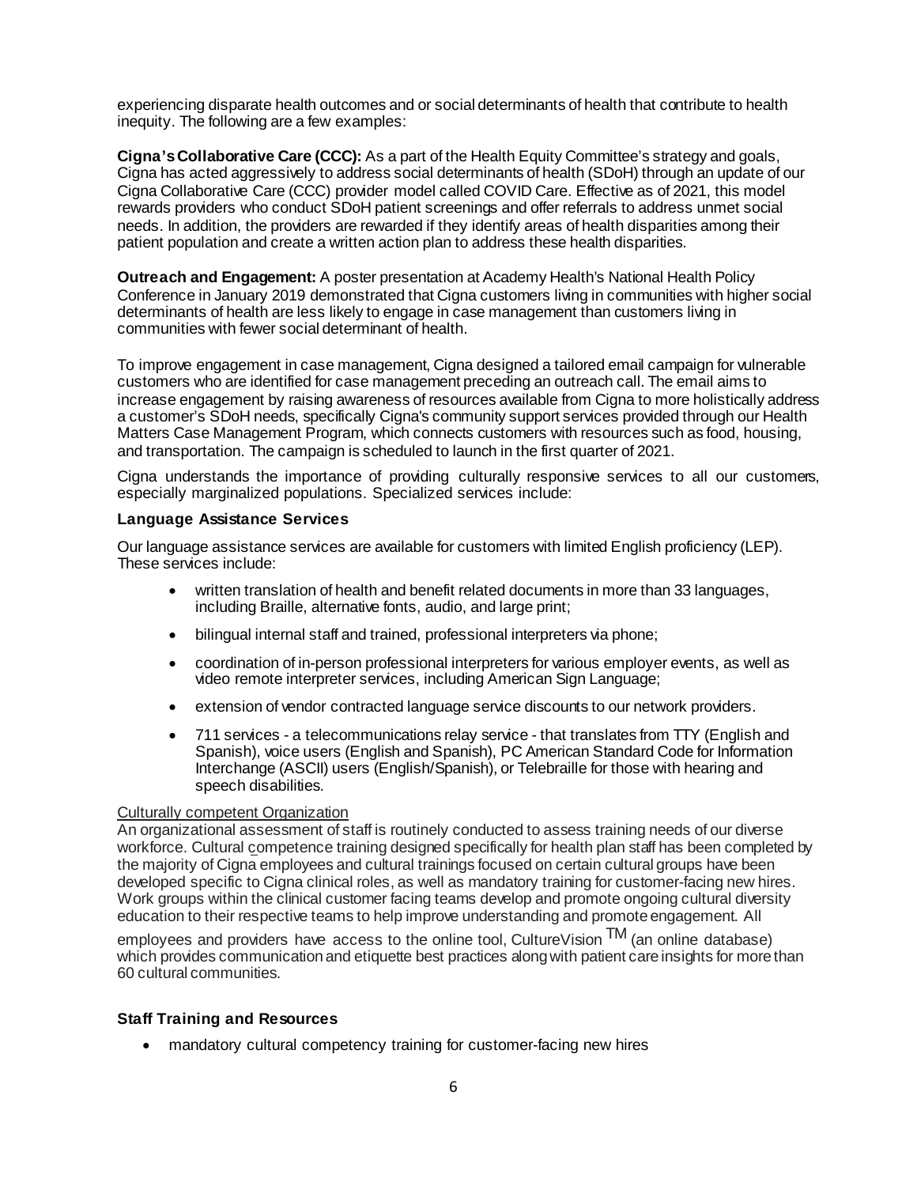experiencing disparate health outcomes and or social determinants of health that contribute to health inequity. The following are a few examples:

**Cigna's Collaborative Care (CCC):** As a part of the Health Equity Committee's strategy and goals, Cigna has acted aggressively to address social determinants of health (SDoH) through an update of our Cigna Collaborative Care (CCC) provider model called COVID Care. Effective as of 2021, this model rewards providers who conduct SDoH patient screenings and offer referrals to address unmet social needs. In addition, the providers are rewarded if they identify areas of health disparities among their patient population and create a written action plan to address these health disparities.

**Outreach and Engagement:** A poster presentation at Academy Health's National Health Policy Conference in January 2019 demonstrated that Cigna customers living in communities with higher social determinants of health are less likely to engage in case management than customers living in communities with fewer social determinant of health.

To improve engagement in case management, Cigna designed a tailored email campaign for vulnerable customers who are identified for case management preceding an outreach call. The email aims to increase engagement by raising awareness of resources available from Cigna to more holistically address a customer's SDoH needs, specifically Cigna's community support services provided through our Health Matters Case Management Program, which connects customers with resources such as food, housing, and transportation. The campaign is scheduled to launch in the first quarter of 2021.

Cigna understands the importance of providing culturally responsive services to all our customers, especially marginalized populations. Specialized services include:

### Language Assistance Services

Our language assistance services are available for customers with limited English proficiency (LEP). These services include:

- written translation of health and benefit related documents in more than 33 languages, including Braille, alternative fonts, audio, and large print;
- bilingual internal staff and trained, professional interpreters via phone;
- coordination of in-person professional interpreters for various employer events, as well as video remote interpreter services, including American Sign Language;
- extension of vendor contracted language service discounts to our network providers.
- 711 services - a telecommunications relay service - that translates from TTY (English and Spanish), voice users (English and Spanish), PC American Standard Code for Information Interchange (ASCII) users (English/Spanish), or Telebraille for those with hearing and speech disabilities.

Culturally competent Organization

An organizational assessment of staff is routinely conducted to assess training needs of our diverse workforce. Cultural competence training designed specifically for health plan staff has been completed by the majority of Cigna employees and cultural trainings focused on certain cultural groups have been developed specific to Cigna clinical roles, as well as mandatory training for customer-facing new hires. Work groups within the clinical customer facing teams develop and promote ongoing cultural diversity education to their respective teams to help improve understanding and promote engagement. All employees and providers have access to the online tool, CultureVision™ (an online database) which provides communication and etiquette best practices along with patient care insights for more than 60 cultural communities.

### Staff Training and Resources

- mandatory cultural competency training for customer-facing new hires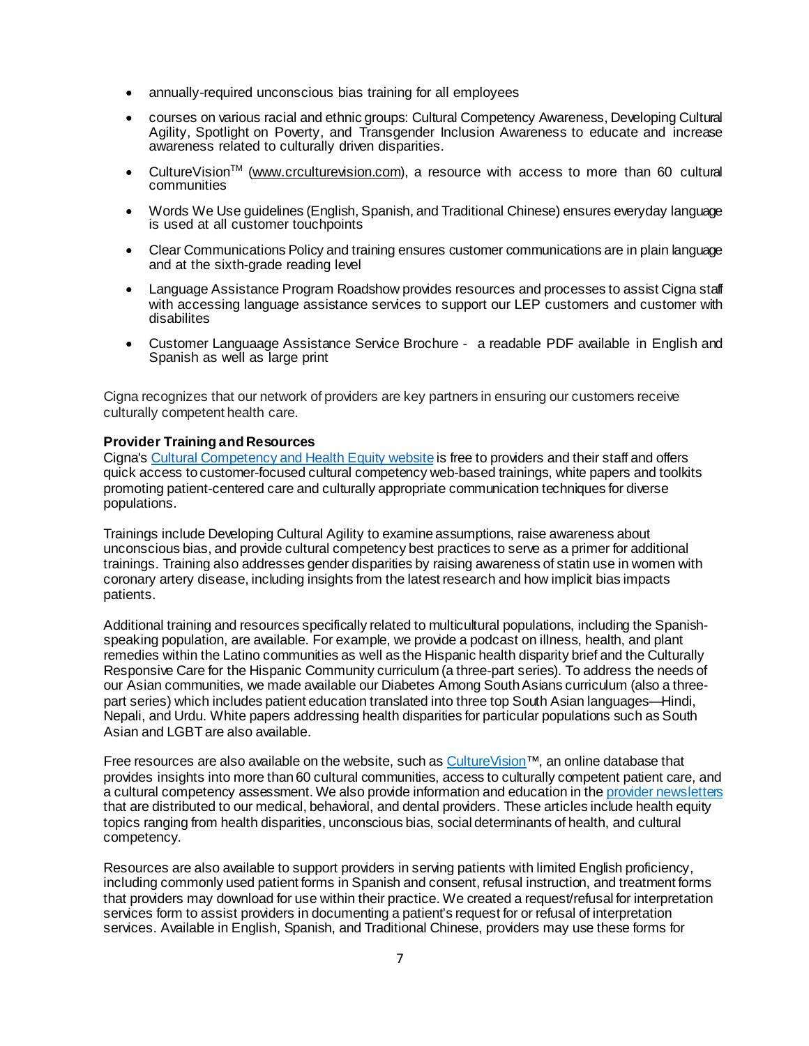- annually-required unconscious bias training for all employees
- courses on various racial and ethnic groups: Cultural Competency Awareness, Developing Cultural Agility, Spotlight on Poverty, and Transgender Inclusion Awareness to educate and increase awareness related to culturally driven disparities.
- CultureVision™ (www.crculturevision.com), a resource with access to more than 60 cultural communities
- Words We Use guidelines (English, Spanish, and Traditional Chinese) ensures everyday language is used at all customer touchpoints
- Clear Communications Policy and training ensures customer communications are in plain language and at the sixth-grade reading level
- Language Assistance Program Roadshow provides resources and processes to assist Cigna staff with accessing language assistance services to support our LEP customers and customer with disabilites
- Customer Languaage Assistance Service Brochure - a readable PDF available in English and Spanish as well as large print

Cigna recognizes that our network of providers are key partners in ensuring our customers receive culturally competent health care.

**Provider Training and Resources**

Cigna's Cultural Competency and Health Equity website is free to providers and their staff and offers quick access to customer-focused cultural competency web-based trainings, white papers and toolkits promoting patient-centered care and culturally appropriate communication techniques for diverse populations.

Trainings include Developing Cultural Agility to examine assumptions, raise awareness about unconscious bias, and provide cultural competency best practices to serve as a primer for additional trainings. Training also addresses gender disparities by raising awareness of statin use in women with coronary artery disease, including insights from the latest research and how implicit bias impacts patients.

Additional training and resources specifically related to multicultural populations, including the Spanish-speaking population, are available. For example, we provide a podcast on illness, health, and plant remedies within the Latino communities as well as the Hispanic health disparity brief and the Culturally Responsive Care for the Hispanic Community curriculum (a three-part series). To address the needs of our Asian communities, we made available our Diabetes Among South Asians curriculum (also a three-part series) which includes patient education translated into three top South Asian languages—Hindi, Nepali, and Urdu. White papers addressing health disparities for particular populations such as South Asian and LGBT are also available.

Free resources are also available on the website, such as CultureVision™, an online database that provides insights into more than 60 cultural communities, access to culturally competent patient care, and a cultural competency assessment. We also provide information and education in the provider newsletters that are distributed to our medical, behavioral, and dental providers. These articles include health equity topics ranging from health disparities, unconscious bias, social determinants of health, and cultural competency.

Resources are also available to support providers in serving patients with limited English proficiency, including commonly used patient forms in Spanish and consent, refusal instruction, and treatment forms that providers may download for use within their practice. We created a request/refusal for interpretation services form to assist providers in documenting a patient's request for or refusal of interpretation services. Available in English, Spanish, and Traditional Chinese, providers may use these forms for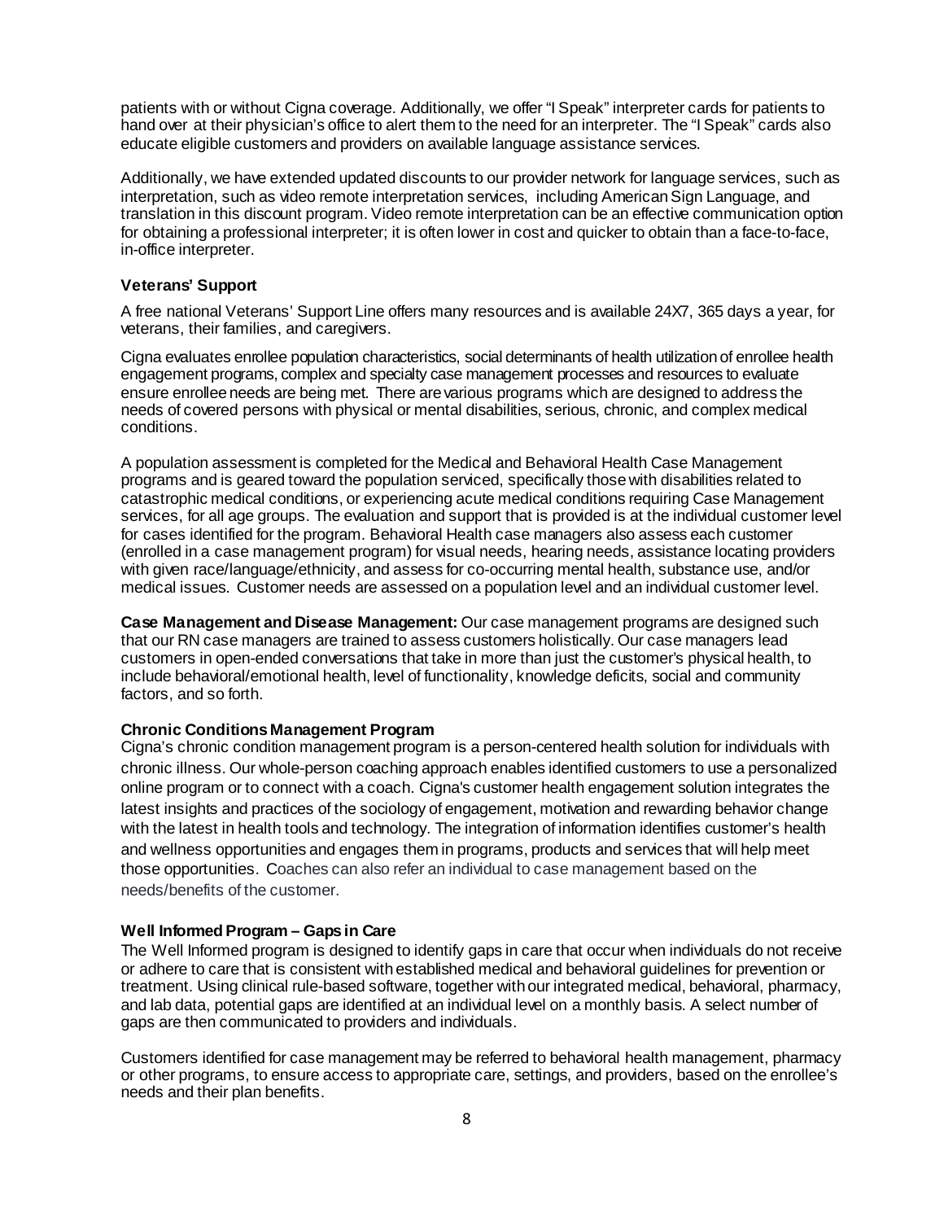patients with or without Cigna coverage. Additionally, we offer "I Speak" interpreter cards for patients to hand over at their physician's office to alert them to the need for an interpreter. The "I Speak" cards also educate eligible customers and providers on available language assistance services.

Additionally, we have extended updated discounts to our provider network for language services, such as interpretation, such as video remote interpretation services, including American Sign Language, and translation in this discount program. Video remote interpretation can be an effective communication option for obtaining a professional interpreter; it is often lower in cost and quicker to obtain than a face-to-face, in-office interpreter.

### Veterans' Support

A free national Veterans' Support Line offers many resources and is available 24X7, 365 days a year, for veterans, their families, and caregivers.

Cigna evaluates enrollee population characteristics, social determinants of health utilization of enrollee health engagement programs, complex and specialty case management processes and resources to evaluate ensure enrollee needs are being met. There are various programs which are designed to address the needs of covered persons with physical or mental disabilities, serious, chronic, and complex medical conditions.

A population assessment is completed for the Medical and Behavioral Health Case Management programs and is geared toward the population serviced, specifically those with disabilities related to catastrophic medical conditions, or experiencing acute medical conditions requiring Case Management services, for all age groups. The evaluation and support that is provided is at the individual customer level for cases identified for the program. Behavioral Health case managers also assess each customer (enrolled in a case management program) for visual needs, hearing needs, assistance locating providers with given race/language/ethnicity, and assess for co-occurring mental health, substance use, and/or medical issues. Customer needs are assessed on a population level and an individual customer level.

**Case Management and Disease Management:** Our case management programs are designed such that our RN case managers are trained to assess customers holistically. Our case managers lead customers in open-ended conversations that take in more than just the customer's physical health, to include behavioral/emotional health, level of functionality, knowledge deficits, social and community factors, and so forth.

### Chronic Conditions Management Program

Cigna's chronic condition management program is a person-centered health solution for individuals with chronic illness. Our whole-person coaching approach enables identified customers to use a personalized online program or to connect with a coach. Cigna's customer health engagement solution integrates the latest insights and practices of the sociology of engagement, motivation and rewarding behavior change with the latest in health tools and technology. The integration of information identifies customer's health and wellness opportunities and engages them in programs, products and services that will help meet those opportunities. Coaches can also refer an individual to case management based on the needs/benefits of the customer.

### Well Informed Program – Gaps in Care

The Well Informed program is designed to identify gaps in care that occur when individuals do not receive or adhere to care that is consistent with established medical and behavioral guidelines for prevention or treatment. Using clinical rule-based software, together with our integrated medical, behavioral, pharmacy, and lab data, potential gaps are identified at an individual level on a monthly basis. A select number of gaps are then communicated to providers and individuals.

Customers identified for case management may be referred to behavioral health management, pharmacy or other programs, to ensure access to appropriate care, settings, and providers, based on the enrollee's needs and their plan benefits.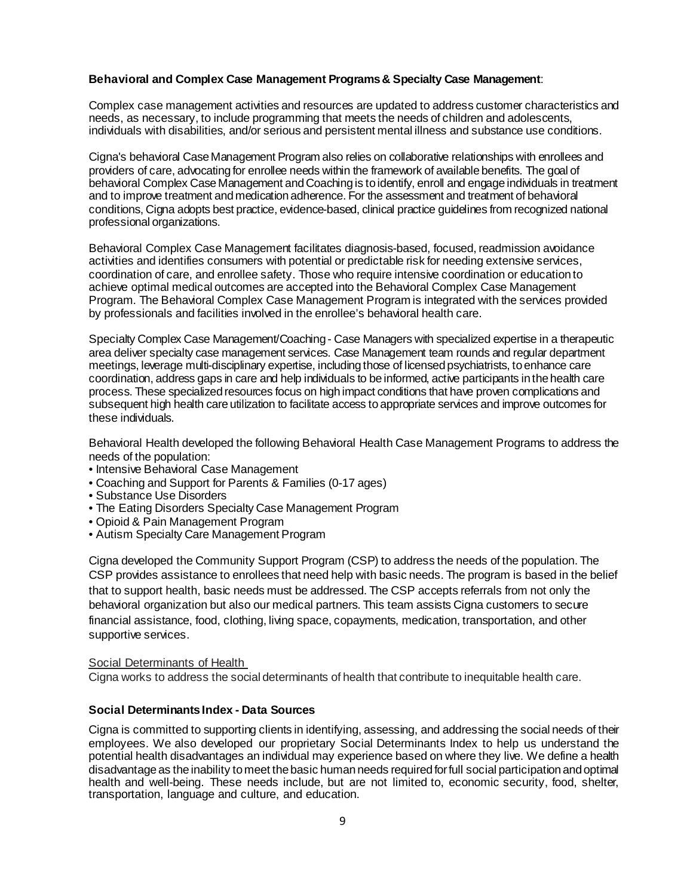**Behavioral and Complex Case Management Programs & Specialty Case Management**:

Complex case management activities and resources are updated to address customer characteristics and needs, as necessary, to include programming that meets the needs of children and adolescents, individuals with disabilities, and/or serious and persistent mental illness and substance use conditions.

Cigna's behavioral Case Management Program also relies on collaborative relationships with enrollees and providers of care, advocating for enrollee needs within the framework of available benefits. The goal of behavioral Complex Case Management and Coaching is to identify, enroll and engage individuals in treatment and to improve treatment and medication adherence. For the assessment and treatment of behavioral conditions, Cigna adopts best practice, evidence-based, clinical practice guidelines from recognized national professional organizations.

Behavioral Complex Case Management facilitates diagnosis-based, focused, readmission avoidance activities and identifies consumers with potential or predictable risk for needing extensive services, coordination of care, and enrollee safety. Those who require intensive coordination or education to achieve optimal medical outcomes are accepted into the Behavioral Complex Case Management Program. The Behavioral Complex Case Management Program is integrated with the services provided by professionals and facilities involved in the enrollee's behavioral health care.

Specialty Complex Case Management/Coaching - Case Managers with specialized expertise in a therapeutic area deliver specialty case management services. Case Management team rounds and regular department meetings, leverage multi-disciplinary expertise, including those of licensed psychiatrists, to enhance care coordination, address gaps in care and help individuals to be informed, active participants in the health care process. These specialized resources focus on high impact conditions that have proven complications and subsequent high health care utilization to facilitate access to appropriate services and improve outcomes for these individuals.

Behavioral Health developed the following Behavioral Health Case Management Programs to address the needs of the population:

- Intensive Behavioral Case Management
- Coaching and Support for Parents & Families (0-17 ages)
- Substance Use Disorders
- The Eating Disorders Specialty Case Management Program
- Opioid & Pain Management Program
- Autism Specialty Care Management Program

Cigna developed the Community Support Program (CSP) to address the needs of the population. The CSP provides assistance to enrollees that need help with basic needs. The program is based in the belief that to support health, basic needs must be addressed. The CSP accepts referrals from not only the behavioral organization but also our medical partners. This team assists Cigna customers to secure financial assistance, food, clothing, living space, copayments, medication, transportation, and other supportive services.

Social Determinants of Health

Cigna works to address the social determinants of health that contribute to inequitable health care.

**Social Determinants Index - Data Sources**

Cigna is committed to supporting clients in identifying, assessing, and addressing the social needs of their employees. We also developed our proprietary Social Determinants Index to help us understand the potential health disadvantages an individual may experience based on where they live. We define a health disadvantage as the inability to meet the basic human needs required for full social participation and optimal health and well-being. These needs include, but are not limited to, economic security, food, shelter, transportation, language and culture, and education.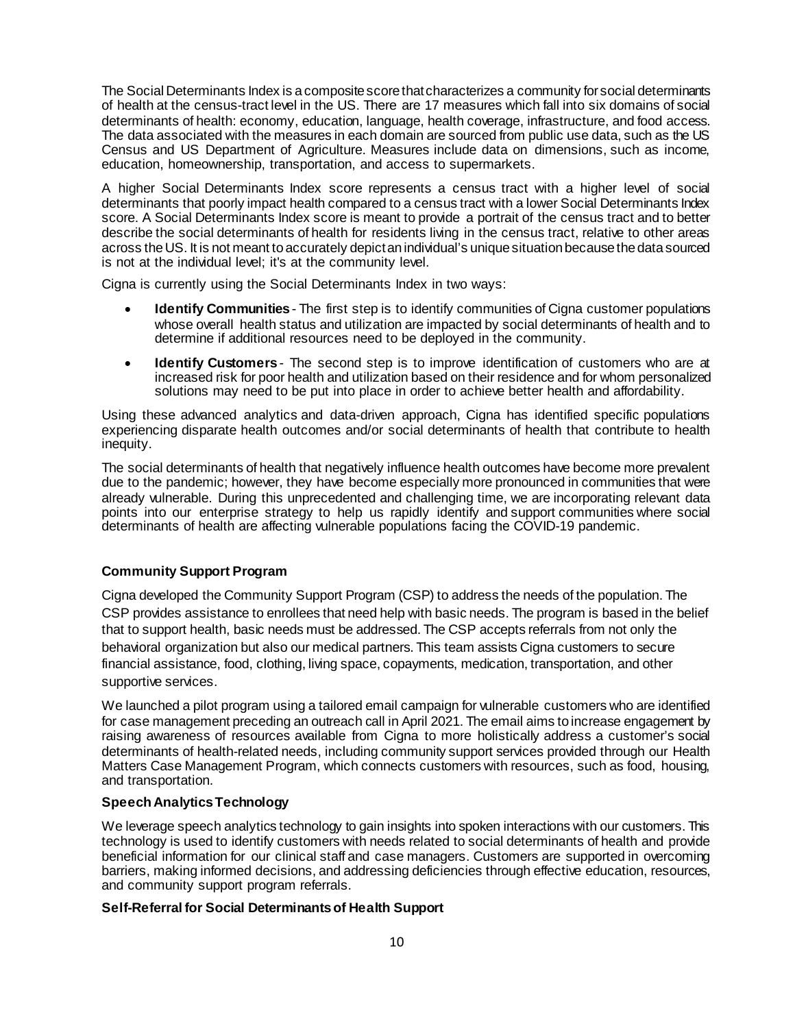The Social Determinants Index is a composite score that characterizes a community for social determinants of health at the census-tract level in the US. There are 17 measures which fall into six domains of social determinants of health: economy, education, language, health coverage, infrastructure, and food access. The data associated with the measures in each domain are sourced from public use data, such as the US Census and US Department of Agriculture. Measures include data on dimensions, such as income, education, homeownership, transportation, and access to supermarkets.

A higher Social Determinants Index score represents a census tract with a higher level of social determinants that poorly impact health compared to a census tract with a lower Social Determinants Index score. A Social Determinants Index score is meant to provide a portrait of the census tract and to better describe the social determinants of health for residents living in the census tract, relative to other areas across the US. It is not meant to accurately depict an individual's unique situation because the data sourced is not at the individual level; it's at the community level.

Cigna is currently using the Social Determinants Index in two ways:

- **Identify Communities** - The first step is to identify communities of Cigna customer populations whose overall health status and utilization are impacted by social determinants of health and to determine if additional resources need to be deployed in the community.
- **Identify Customers** - The second step is to improve identification of customers who are at increased risk for poor health and utilization based on their residence and for whom personalized solutions may need to be put into place in order to achieve better health and affordability.

Using these advanced analytics and data-driven approach, Cigna has identified specific populations experiencing disparate health outcomes and/or social determinants of health that contribute to health inequity.

The social determinants of health that negatively influence health outcomes have become more prevalent due to the pandemic; however, they have become especially more pronounced in communities that were already vulnerable. During this unprecedented and challenging time, we are incorporating relevant data points into our enterprise strategy to help us rapidly identify and support communities where social determinants of health are affecting vulnerable populations facing the COVID-19 pandemic.

### Community Support Program

Cigna developed the Community Support Program (CSP) to address the needs of the population. The CSP provides assistance to enrollees that need help with basic needs. The program is based in the belief that to support health, basic needs must be addressed. The CSP accepts referrals from not only the behavioral organization but also our medical partners. This team assists Cigna customers to secure financial assistance, food, clothing, living space, copayments, medication, transportation, and other supportive services.

We launched a pilot program using a tailored email campaign for vulnerable customers who are identified for case management preceding an outreach call in April 2021. The email aims to increase engagement by raising awareness of resources available from Cigna to more holistically address a customer's social determinants of health-related needs, including community support services provided through our Health Matters Case Management Program, which connects customers with resources, such as food, housing, and transportation.

### Speech Analytics Technology

We leverage speech analytics technology to gain insights into spoken interactions with our customers. This technology is used to identify customers with needs related to social determinants of health and provide beneficial information for our clinical staff and case managers. Customers are supported in overcoming barriers, making informed decisions, and addressing deficiencies through effective education, resources, and community support program referrals.

### Self-Referral for Social Determinants of Health Support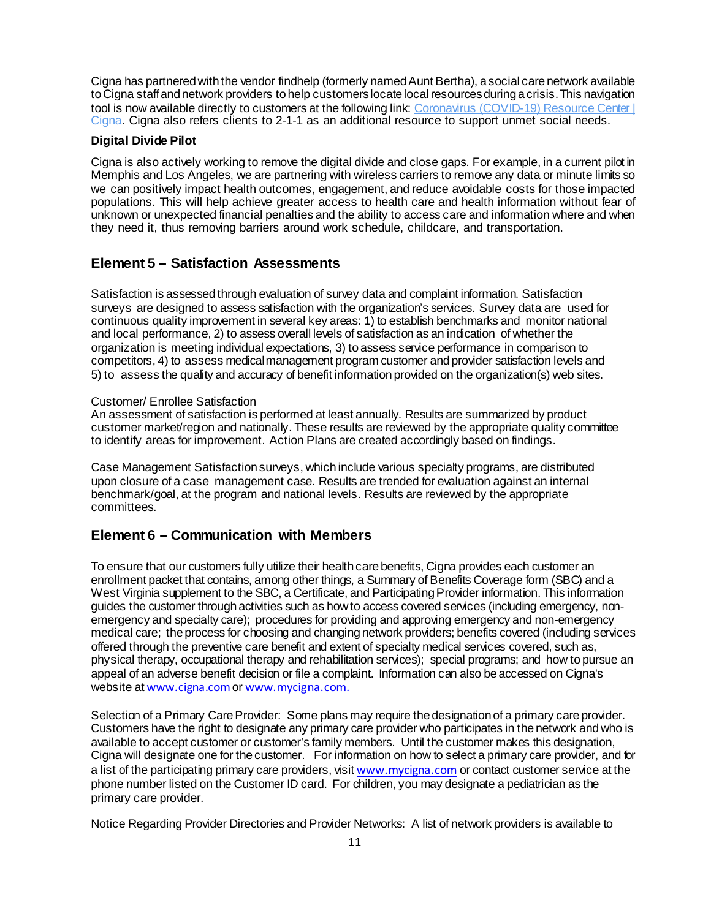Cigna has partnered with the vendor findhelp (formerly named Aunt Bertha), a social care network available to Cigna staff and network providers to help customers locate local resources during a crisis. This navigation tool is now available directly to customers at the following link: [Coronavirus (COVID-19) Resource Center | Cigna](). Cigna also refers clients to 2-1-1 as an additional resource to support unmet social needs.

**Digital Divide Pilot**

Cigna is also actively working to remove the digital divide and close gaps. For example, in a current pilot in Memphis and Los Angeles, we are partnering with wireless carriers to remove any data or minute limits so we can positively impact health outcomes, engagement, and reduce avoidable costs for those impacted populations. This will help achieve greater access to health care and health information without fear of unknown or unexpected financial penalties and the ability to access care and information where and when they need it, thus removing barriers around work schedule, childcare, and transportation.

## Element 5 – Satisfaction Assessments

Satisfaction is assessed through evaluation of survey data and complaint information. Satisfaction surveys are designed to assess satisfaction with the organization's services. Survey data are used for continuous quality improvement in several key areas: 1) to establish benchmarks and monitor national and local performance, 2) to assess overall levels of satisfaction as an indication of whether the organization is meeting individual expectations, 3) to assess service performance in comparison to competitors, 4) to assess medical management program customer and provider satisfaction levels and 5) to assess the quality and accuracy of benefit information provided on the organization(s) web sites.

Customer/ Enrollee Satisfaction

An assessment of satisfaction is performed at least annually. Results are summarized by product customer market/region and nationally. These results are reviewed by the appropriate quality committee to identify areas for improvement. Action Plans are created accordingly based on findings.

Case Management Satisfaction surveys, which include various specialty programs, are distributed upon closure of a case management case. Results are trended for evaluation against an internal benchmark/goal, at the program and national levels. Results are reviewed by the appropriate committees.

## Element 6 – Communication with Members

To ensure that our customers fully utilize their health care benefits, Cigna provides each customer an enrollment packet that contains, among other things, a Summary of Benefits Coverage form (SBC) and a West Virginia supplement to the SBC, a Certificate, and Participating Provider information. This information guides the customer through activities such as how to access covered services (including emergency, non-emergency and specialty care); procedures for providing and approving emergency and non-emergency medical care; the process for choosing and changing network providers; benefits covered (including services offered through the preventive care benefit and extent of specialty medical services covered, such as, physical therapy, occupational therapy and rehabilitation services); special programs; and how to pursue an appeal of an adverse benefit decision or file a complaint. Information can also be accessed on Cigna's website at www.cigna.com or www.mycigna.com.

Selection of a Primary Care Provider: Some plans may require the designation of a primary care provider. Customers have the right to designate any primary care provider who participates in the network and who is available to accept customer or customer's family members. Until the customer makes this designation, Cigna will designate one for the customer. For information on how to select a primary care provider, and for a list of the participating primary care providers, visit www.mycigna.com or contact customer service at the phone number listed on the Customer ID card. For children, you may designate a pediatrician as the primary care provider.

Notice Regarding Provider Directories and Provider Networks: A list of network providers is available to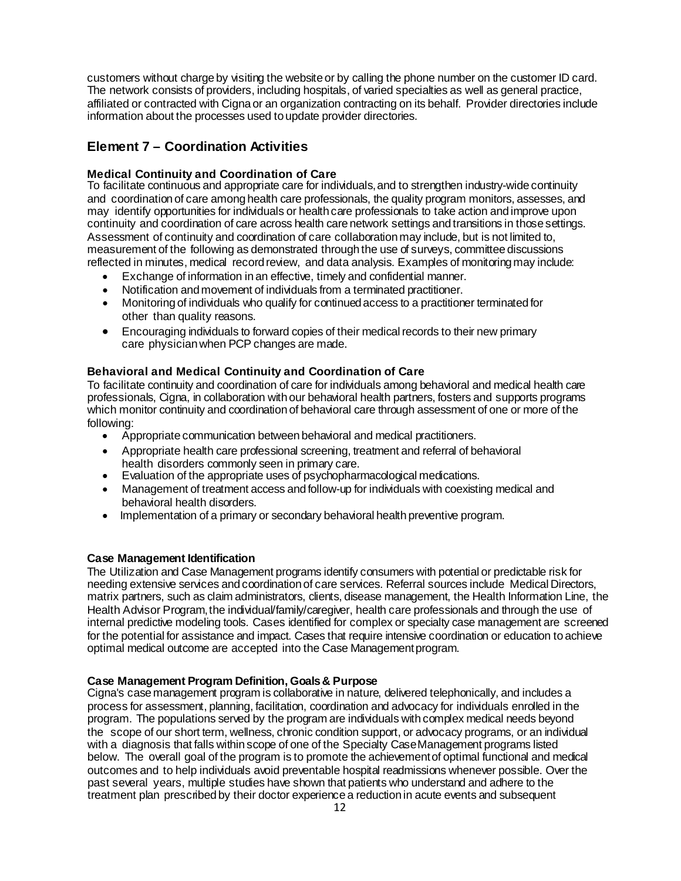customers without charge by visiting the website or by calling the phone number on the customer ID card. The network consists of providers, including hospitals, of varied specialties as well as general practice, affiliated or contracted with Cigna or an organization contracting on its behalf. Provider directories include information about the processes used to update provider directories.

## Element 7 – Coordination Activities

### Medical Continuity and Coordination of Care

To facilitate continuous and appropriate care for individuals, and to strengthen industry-wide continuity and coordination of care among health care professionals, the quality program monitors, assesses, and may identify opportunities for individuals or health care professionals to take action and improve upon continuity and coordination of care across health care network settings and transitions in those settings. Assessment of continuity and coordination of care collaboration may include, but is not limited to, measurement of the following as demonstrated through the use of surveys, committee discussions reflected in minutes, medical record review, and data analysis. Examples of monitoring may include:

- Exchange of information in an effective, timely and confidential manner.
- Notification and movement of individuals from a terminated practitioner.
- Monitoring of individuals who qualify for continued access to a practitioner terminated for other than quality reasons.
- Encouraging individuals to forward copies of their medical records to their new primary care physician when PCP changes are made.

### Behavioral and Medical Continuity and Coordination of Care

To facilitate continuity and coordination of care for individuals among behavioral and medical health care professionals, Cigna, in collaboration with our behavioral health partners, fosters and supports programs which monitor continuity and coordination of behavioral care through assessment of one or more of the following:

- Appropriate communication between behavioral and medical practitioners.
- Appropriate health care professional screening, treatment and referral of behavioral health disorders commonly seen in primary care.
- Evaluation of the appropriate uses of psychopharmacological medications.
- Management of treatment access and follow-up for individuals with coexisting medical and behavioral health disorders.
- Implementation of a primary or secondary behavioral health preventive program.

### Case Management Identification

The Utilization and Case Management programs identify consumers with potential or predictable risk for needing extensive services and coordination of care services. Referral sources include Medical Directors, matrix partners, such as claim administrators, clients, disease management, the Health Information Line, the Health Advisor Program, the individual/family/caregiver, health care professionals and through the use of internal predictive modeling tools. Cases identified for complex or specialty case management are screened for the potential for assistance and impact. Cases that require intensive coordination or education to achieve optimal medical outcome are accepted into the Case Management program.

### Case Management Program Definition, Goals & Purpose

Cigna's case management program is collaborative in nature, delivered telephonically, and includes a process for assessment, planning, facilitation, coordination and advocacy for individuals enrolled in the program. The populations served by the program are individuals with complex medical needs beyond the scope of our short term, wellness, chronic condition support, or advocacy programs, or an individual with a diagnosis that falls within scope of one of the Specialty Case Management programs listed below. The overall goal of the program is to promote the achievement of optimal functional and medical outcomes and to help individuals avoid preventable hospital readmissions whenever possible. Over the past several years, multiple studies have shown that patients who understand and adhere to the treatment plan prescribed by their doctor experience a reduction in acute events and subsequent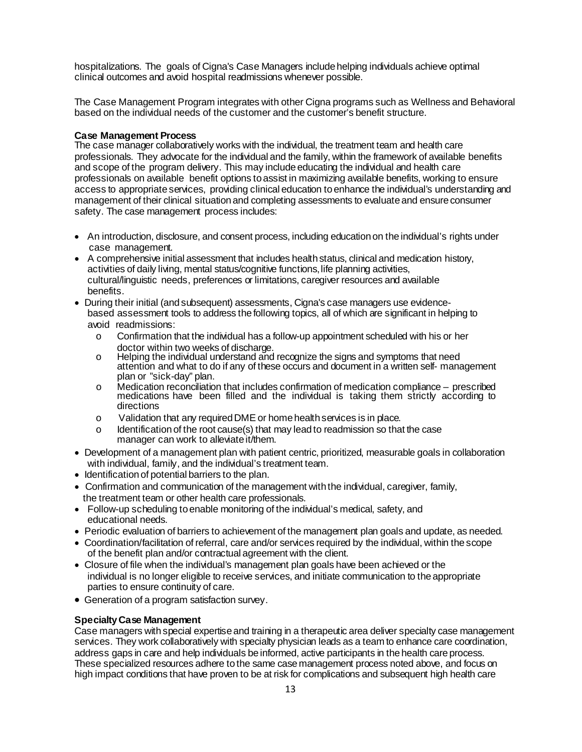hospitalizations. The goals of Cigna's Case Managers include helping individuals achieve optimal clinical outcomes and avoid hospital readmissions whenever possible.

The Case Management Program integrates with other Cigna programs such as Wellness and Behavioral based on the individual needs of the customer and the customer's benefit structure.

**Case Management Process**

The case manager collaboratively works with the individual, the treatment team and health care professionals. They advocate for the individual and the family, within the framework of available benefits and scope of the program delivery. This may include educating the individual and health care professionals on available benefit options to assist in maximizing available benefits, working to ensure access to appropriate services, providing clinical education to enhance the individual's understanding and management of their clinical situation and completing assessments to evaluate and ensure consumer safety. The case management process includes:

- An introduction, disclosure, and consent process, including education on the individual's rights under case management.
- A comprehensive initial assessment that includes health status, clinical and medication history, activities of daily living, mental status/cognitive functions, life planning activities, cultural/linguistic needs, preferences or limitations, caregiver resources and available benefits.
- During their initial (and subsequent) assessments, Cigna's case managers use evidence-based assessment tools to address the following topics, all of which are significant in helping to avoid readmissions:
  - Confirmation that the individual has a follow-up appointment scheduled with his or her doctor within two weeks of discharge.
  - Helping the individual understand and recognize the signs and symptoms that need attention and what to do if any of these occurs and document in a written self- management plan or "sick-day" plan.
  - Medication reconciliation that includes confirmation of medication compliance – prescribed medications have been filled and the individual is taking them strictly according to directions
  - Validation that any required DME or home health services is in place.
  - Identification of the root cause(s) that may lead to readmission so that the case manager can work to alleviate it/them.
- Development of a management plan with patient centric, prioritized, measurable goals in collaboration with individual, family, and the individual's treatment team.
- Identification of potential barriers to the plan.
- Confirmation and communication of the management with the individual, caregiver, family, the treatment team or other health care professionals.
- Follow-up scheduling to enable monitoring of the individual's medical, safety, and educational needs.
- Periodic evaluation of barriers to achievement of the management plan goals and update, as needed.
- Coordination/facilitation of referral, care and/or services required by the individual, within the scope of the benefit plan and/or contractual agreement with the client.
- Closure of file when the individual's management plan goals have been achieved or the individual is no longer eligible to receive services, and initiate communication to the appropriate parties to ensure continuity of care.
- Generation of a program satisfaction survey.

**Specialty Case Management**

Case managers with special expertise and training in a therapeutic area deliver specialty case management services. They work collaboratively with specialty physician leads as a team to enhance care coordination, address gaps in care and help individuals be informed, active participants in the health care process. These specialized resources adhere to the same case management process noted above, and focus on high impact conditions that have proven to be at risk for complications and subsequent high health care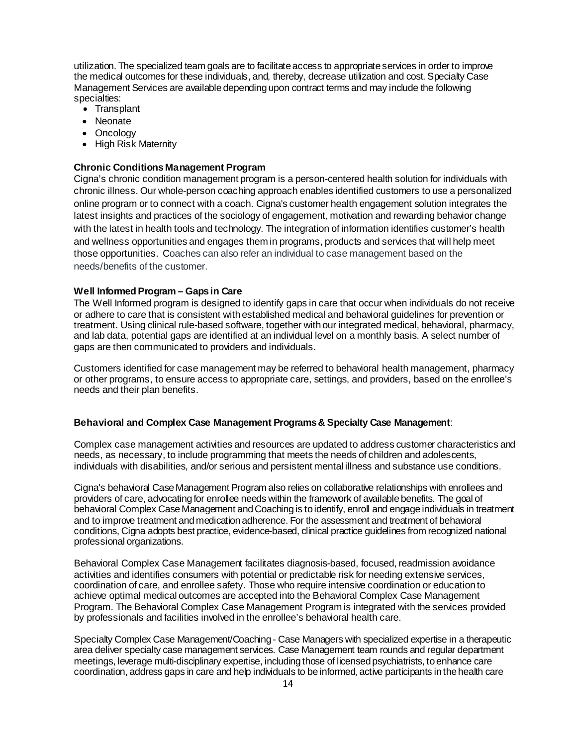utilization. The specialized team goals are to facilitate access to appropriate services in order to improve the medical outcomes for these individuals, and, thereby, decrease utilization and cost. Specialty Case Management Services are available depending upon contract terms and may include the following specialties:

- Transplant
- Neonate
- Oncology
- High Risk Maternity

**Chronic Conditions Management Program**

Cigna's chronic condition management program is a person-centered health solution for individuals with chronic illness. Our whole-person coaching approach enables identified customers to use a personalized online program or to connect with a coach. Cigna's customer health engagement solution integrates the latest insights and practices of the sociology of engagement, motivation and rewarding behavior change with the latest in health tools and technology. The integration of information identifies customer's health and wellness opportunities and engages them in programs, products and services that will help meet those opportunities. Coaches can also refer an individual to case management based on the needs/benefits of the customer.

**Well Informed Program – Gaps in Care**

The Well Informed program is designed to identify gaps in care that occur when individuals do not receive or adhere to care that is consistent with established medical and behavioral guidelines for prevention or treatment. Using clinical rule-based software, together with our integrated medical, behavioral, pharmacy, and lab data, potential gaps are identified at an individual level on a monthly basis. A select number of gaps are then communicated to providers and individuals.

Customers identified for case management may be referred to behavioral health management, pharmacy or other programs, to ensure access to appropriate care, settings, and providers, based on the enrollee's needs and their plan benefits.

**Behavioral and Complex Case Management Programs & Specialty Case Management**:

Complex case management activities and resources are updated to address customer characteristics and needs, as necessary, to include programming that meets the needs of children and adolescents, individuals with disabilities, and/or serious and persistent mental illness and substance use conditions.

Cigna's behavioral Case Management Program also relies on collaborative relationships with enrollees and providers of care, advocating for enrollee needs within the framework of available benefits. The goal of behavioral Complex Case Management and Coaching is to identify, enroll and engage individuals in treatment and to improve treatment and medication adherence. For the assessment and treatment of behavioral conditions, Cigna adopts best practice, evidence-based, clinical practice guidelines from recognized national professional organizations.

Behavioral Complex Case Management facilitates diagnosis-based, focused, readmission avoidance activities and identifies consumers with potential or predictable risk for needing extensive services, coordination of care, and enrollee safety. Those who require intensive coordination or education to achieve optimal medical outcomes are accepted into the Behavioral Complex Case Management Program. The Behavioral Complex Case Management Program is integrated with the services provided by professionals and facilities involved in the enrollee's behavioral health care.

Specialty Complex Case Management/Coaching - Case Managers with specialized expertise in a therapeutic area deliver specialty case management services. Case Management team rounds and regular department meetings, leverage multi-disciplinary expertise, including those of licensed psychiatrists, to enhance care coordination, address gaps in care and help individuals to be informed, active participants in the health care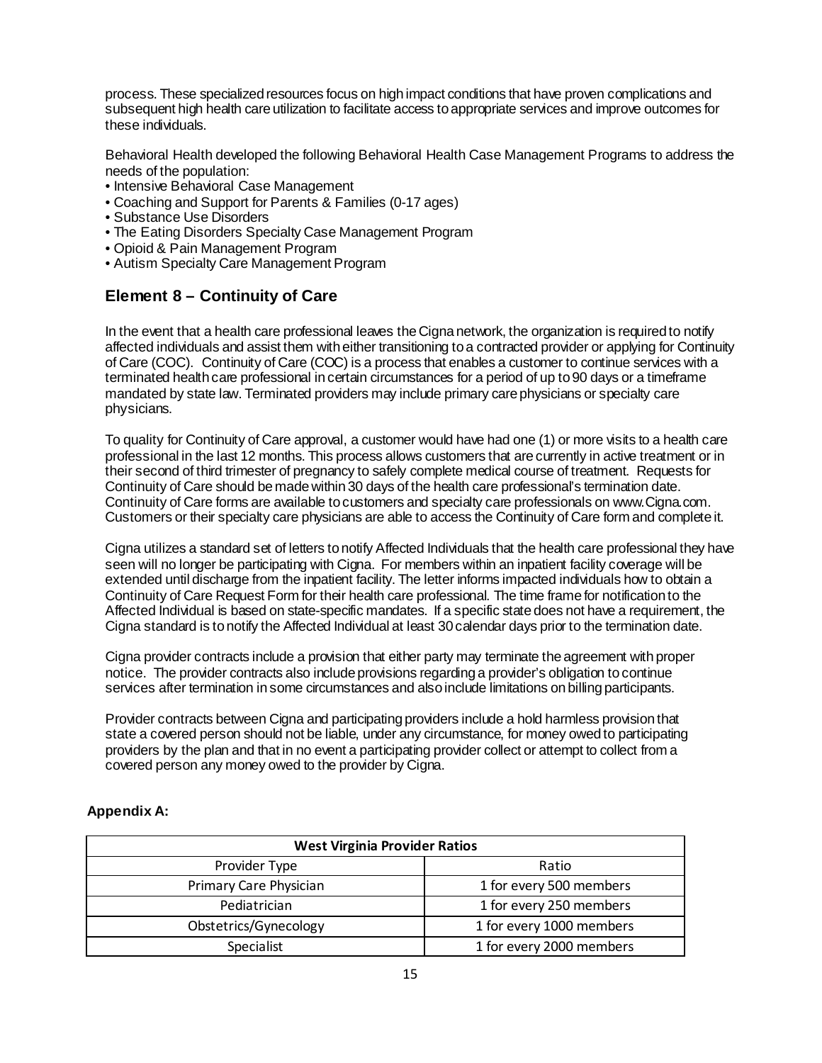process. These specialized resources focus on high impact conditions that have proven complications and subsequent high health care utilization to facilitate access to appropriate services and improve outcomes for these individuals.

Behavioral Health developed the following Behavioral Health Case Management Programs to address the needs of the population:

- Intensive Behavioral Case Management
- Coaching and Support for Parents & Families (0-17 ages)
- Substance Use Disorders
- The Eating Disorders Specialty Case Management Program
- Opioid & Pain Management Program
- Autism Specialty Care Management Program

## Element 8 – Continuity of Care

In the event that a health care professional leaves the Cigna network, the organization is required to notify affected individuals and assist them with either transitioning to a contracted provider or applying for Continuity of Care (COC). Continuity of Care (COC) is a process that enables a customer to continue services with a terminated health care professional in certain circumstances for a period of up to 90 days or a timeframe mandated by state law. Terminated providers may include primary care physicians or specialty care physicians.

To quality for Continuity of Care approval, a customer would have had one (1) or more visits to a health care professional in the last 12 months. This process allows customers that are currently in active treatment or in their second of third trimester of pregnancy to safely complete medical course of treatment. Requests for Continuity of Care should be made within 30 days of the health care professional's termination date. Continuity of Care forms are available to customers and specialty care professionals on www.Cigna.com. Customers or their specialty care physicians are able to access the Continuity of Care form and complete it.

Cigna utilizes a standard set of letters to notify Affected Individuals that the health care professional they have seen will no longer be participating with Cigna. For members within an inpatient facility coverage will be extended until discharge from the inpatient facility. The letter informs impacted individuals how to obtain a Continuity of Care Request Form for their health care professional. The time frame for notification to the Affected Individual is based on state-specific mandates. If a specific state does not have a requirement, the Cigna standard is to notify the Affected Individual at least 30 calendar days prior to the termination date.

Cigna provider contracts include a provision that either party may terminate the agreement with proper notice. The provider contracts also include provisions regarding a provider's obligation to continue services after termination in some circumstances and also include limitations on billing participants.

Provider contracts between Cigna and participating providers include a hold harmless provision that state a covered person should not be liable, under any circumstance, for money owed to participating providers by the plan and that in no event a participating provider collect or attempt to collect from a covered person any money owed to the provider by Cigna.

**Appendix A:**

| West Virginia Provider Ratios | |
|---|---|
| Provider Type | Ratio |
| Primary Care Physician | 1 for every 500 members |
| Pediatrician | 1 for every 250 members |
| Obstetrics/Gynecology | 1 for every 1000 members |
| Specialist | 1 for every 2000 members |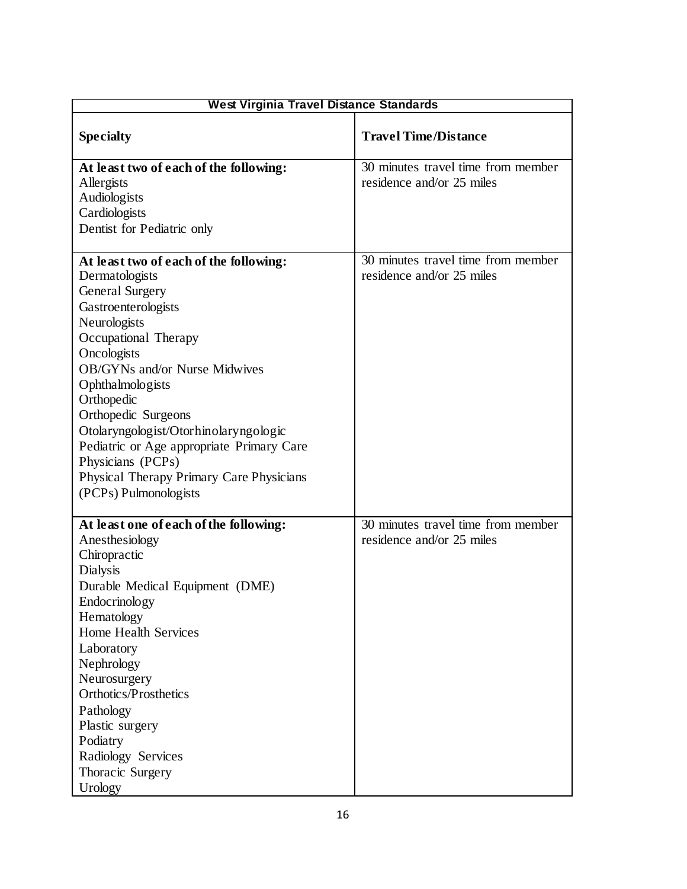| West Virginia Travel Distance Standards | |
|---|---|
| **Specialty** | **Travel Time/Distance** |
| **At least two of each of the following:**<br>Allergists<br>Audiologists<br>Cardiologists<br>Dentist for Pediatric only | 30 minutes travel time from member residence and/or 25 miles |
| **At least two of each of the following:**<br>Dermatologists<br>General Surgery<br>Gastroenterologists<br>Neurologists<br>Occupational Therapy<br>Oncologists<br>OB/GYNs and/or Nurse Midwives<br>Ophthalmologists<br>Orthopedic<br>Orthopedic Surgeons<br>Otolaryngologist/Otorhinolaryngologic<br>Pediatric or Age appropriate Primary Care Physicians (PCPs)<br>Physical Therapy Primary Care Physicians (PCPs) Pulmonologists | 30 minutes travel time from member residence and/or 25 miles |
| **At least one of each of the following:**<br>Anesthesiology<br>Chiropractic<br>Dialysis<br>Durable Medical Equipment (DME)<br>Endocrinology<br>Hematology<br>Home Health Services<br>Laboratory<br>Nephrology<br>Neurosurgery<br>Orthotics/Prosthetics<br>Pathology<br>Plastic surgery<br>Podiatry<br>Radiology Services<br>Thoracic Surgery<br>Urology | 30 minutes travel time from member residence and/or 25 miles |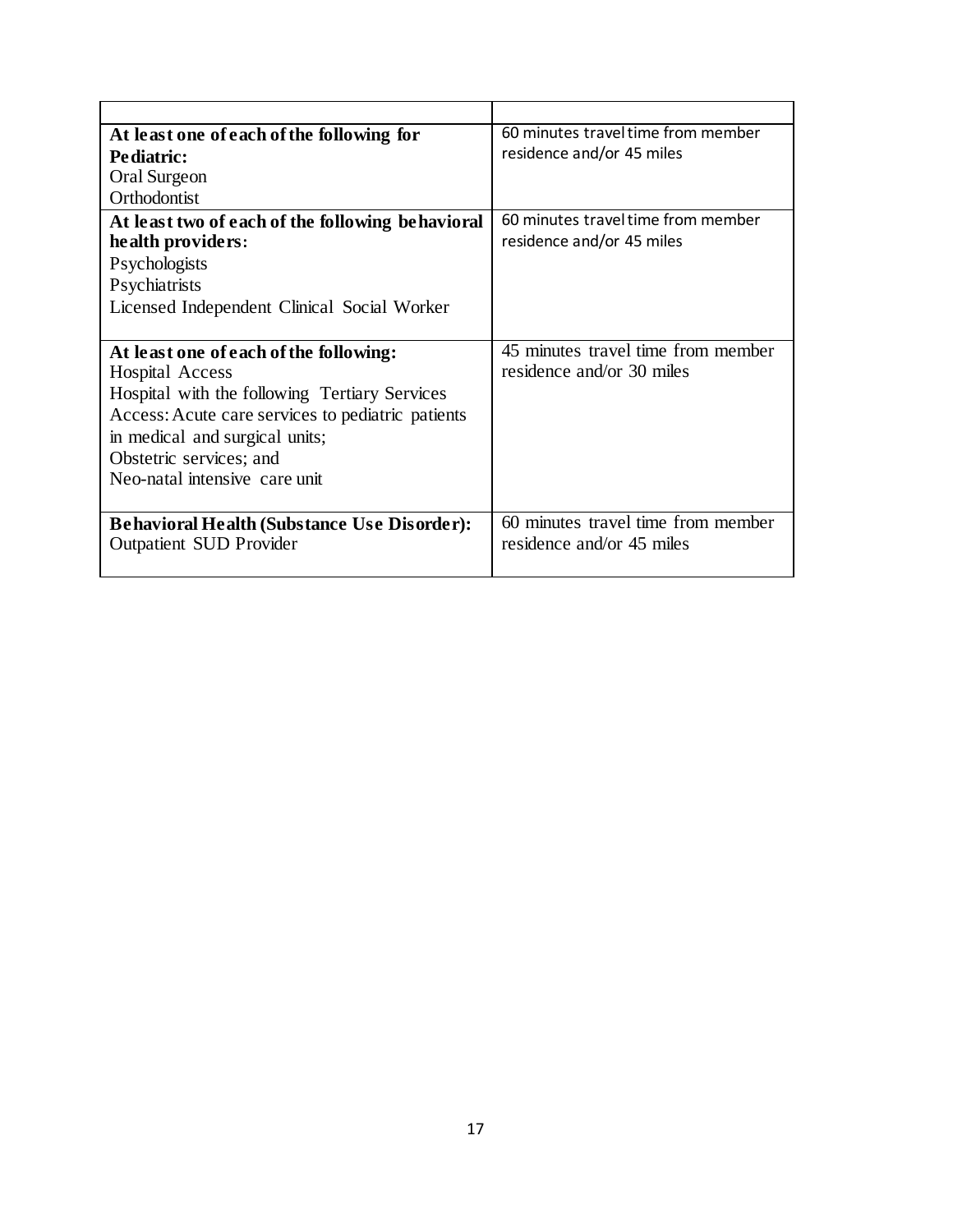| | |
|---|---|
| **At least one of each of the following for Pediatric:**<br>Oral Surgeon<br>Orthodontist | 60 minutes travel time from member residence and/or 45 miles |
| **At least two of each of the following behavioral health providers:**<br>Psychologists<br>Psychiatrists<br>Licensed Independent Clinical Social Worker | 60 minutes travel time from member residence and/or 45 miles |
| **At least one of each of the following:**<br>Hospital Access<br>Hospital with the following Tertiary Services Access: Acute care services to pediatric patients in medical and surgical units;<br>Obstetric services; and<br>Neo-natal intensive care unit | 45 minutes travel time from member residence and/or 30 miles |
| **Behavioral Health (Substance Use Disorder):**<br>Outpatient SUD Provider | 60 minutes travel time from member residence and/or 45 miles |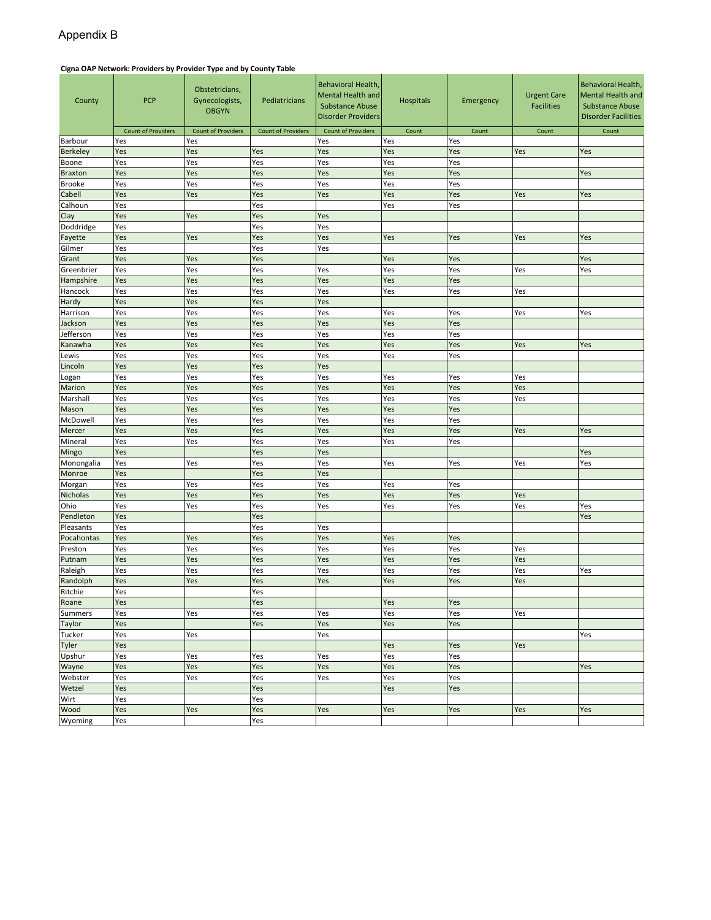# Appendix B

**Cigna OAP Network: Providers by Provider Type and by County Table**

| County | PCP | Obstetricians, Gynecologists, OBGYN | Pediatricians | Behavioral Health, Mental Health and Substance Abuse Disorder Providers | Hospitals | Emergency | Urgent Care Facilities | Behavioral Health, Mental Health and Substance Abuse Disorder Facilities |
|---|---|---|---|---|---|---|---|---|
| | Count of Providers | Count of Providers | Count of Providers | Count of Providers | Count | Count | Count | Count |
| Barbour | Yes | Yes | | Yes | Yes | Yes | | |
| Berkeley | Yes | Yes | Yes | Yes | Yes | Yes | Yes | Yes |
| Boone | Yes | Yes | Yes | Yes | Yes | Yes | | |
| Braxton | Yes | Yes | Yes | Yes | Yes | Yes | | Yes |
| Brooke | Yes | Yes | Yes | Yes | Yes | Yes | | |
| Cabell | Yes | Yes | Yes | Yes | Yes | Yes | Yes | Yes |
| Calhoun | Yes | | Yes | | Yes | Yes | | |
| Clay | Yes | Yes | Yes | Yes | | | | |
| Doddridge | Yes | | Yes | Yes | | | | |
| Fayette | Yes | Yes | Yes | Yes | Yes | Yes | Yes | Yes |
| Gilmer | Yes | | Yes | Yes | | | | |
| Grant | Yes | Yes | Yes | | Yes | Yes | | Yes |
| Greenbrier | Yes | Yes | Yes | Yes | Yes | Yes | Yes | Yes |
| Hampshire | Yes | Yes | Yes | Yes | Yes | Yes | | |
| Hancock | Yes | Yes | Yes | Yes | Yes | Yes | Yes | |
| Hardy | Yes | Yes | Yes | Yes | | | | |
| Harrison | Yes | Yes | Yes | Yes | Yes | Yes | Yes | Yes |
| Jackson | Yes | Yes | Yes | Yes | Yes | Yes | | |
| Jefferson | Yes | Yes | Yes | Yes | Yes | Yes | | |
| Kanawha | Yes | Yes | Yes | Yes | Yes | Yes | Yes | Yes |
| Lewis | Yes | Yes | Yes | Yes | Yes | Yes | | |
| Lincoln | Yes | Yes | Yes | Yes | | | | |
| Logan | Yes | Yes | Yes | Yes | Yes | Yes | Yes | |
| Marion | Yes | Yes | Yes | Yes | Yes | Yes | Yes | |
| Marshall | Yes | Yes | Yes | Yes | Yes | Yes | Yes | |
| Mason | Yes | Yes | Yes | Yes | Yes | Yes | | |
| McDowell | Yes | Yes | Yes | Yes | Yes | Yes | | |
| Mercer | Yes | Yes | Yes | Yes | Yes | Yes | Yes | Yes |
| Mineral | Yes | Yes | Yes | Yes | Yes | Yes | | |
| Mingo | Yes | | Yes | Yes | | | | Yes |
| Monongalia | Yes | Yes | Yes | Yes | Yes | Yes | Yes | Yes |
| Monroe | Yes | | Yes | Yes | | | | |
| Morgan | Yes | Yes | Yes | Yes | Yes | Yes | | |
| Nicholas | Yes | Yes | Yes | Yes | Yes | Yes | Yes | |
| Ohio | Yes | Yes | Yes | Yes | Yes | Yes | Yes | Yes |
| Pendleton | Yes | | Yes | | | | | Yes |
| Pleasants | Yes | | Yes | Yes | | | | |
| Pocahontas | Yes | Yes | Yes | Yes | Yes | Yes | | |
| Preston | Yes | Yes | Yes | Yes | Yes | Yes | Yes | |
| Putnam | Yes | Yes | Yes | Yes | Yes | Yes | Yes | |
| Raleigh | Yes | Yes | Yes | Yes | Yes | Yes | Yes | Yes |
| Randolph | Yes | Yes | Yes | Yes | Yes | Yes | Yes | |
| Ritchie | Yes | | Yes | | | | | |
| Roane | Yes | | Yes | | Yes | Yes | | |
| Summers | Yes | Yes | Yes | Yes | Yes | Yes | Yes | |
| Taylor | Yes | | Yes | Yes | Yes | Yes | | |
| Tucker | Yes | Yes | | Yes | | | | Yes |
| Tyler | Yes | | | | Yes | Yes | Yes | |
| Upshur | Yes | Yes | Yes | Yes | Yes | Yes | | |
| Wayne | Yes | Yes | Yes | Yes | Yes | Yes | | Yes |
| Webster | Yes | Yes | Yes | Yes | Yes | Yes | | |
| Wetzel | Yes | | Yes | | Yes | Yes | | |
| Wirt | Yes | | Yes | | | | | |
| Wood | Yes | Yes | Yes | Yes | Yes | Yes | Yes | Yes |
| Wyoming | Yes | | Yes | | | | | |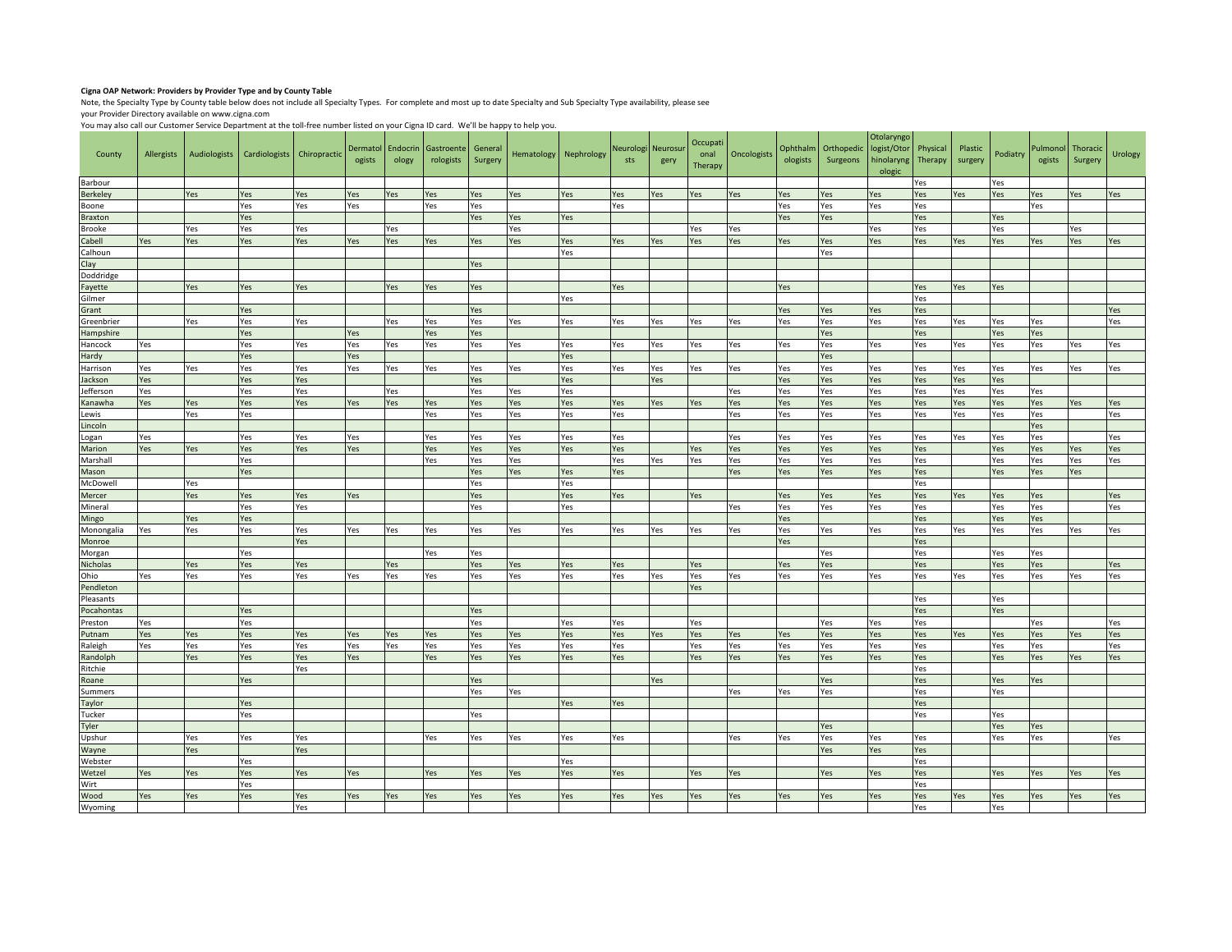**Cigna OAP Network: Providers by Provider Type and by County Table**

Note, the Specialty Type by County table below does not include all Specialty Types. For complete and most up to date Specialty and Sub Specialty Type availability, please see your Provider Directory available on www.cigna.com

You may also call our Customer Service Department at the toll-free number listed on your Cigna ID card. We'll be happy to help you.

| County | Allergists | Audiologists | Cardiologists | Chiropractic | Dermatologists | Endocrinology | Gastroenterologists | General Surgery | Hematology | Nephrology | Neurologists | Neurosurgery | Occupational Therapy | Oncologists | Ophthalmologists | Orthopedic Surgeons | Otolaryngologist/Otorhinolaryngologic | Physical Therapy | Plastic surgery | Podiatry | Pulmonologists | Thoracic Surgery | Urology |
|---|---|---|---|---|---|---|---|---|---|---|---|---|---|---|---|---|---|---|---|---|---|---|---|
| Barbour | | | | | | | | | | | | | | | | | | Yes | | Yes | | | |
| Berkeley | | Yes | Yes | Yes | Yes | Yes | Yes | Yes | Yes | Yes | Yes | Yes | Yes | Yes | Yes | Yes | Yes | Yes | Yes | Yes | Yes | Yes | Yes |
| Boone | | | Yes | Yes | Yes | | Yes | Yes | | | Yes | | | | Yes | Yes | Yes | Yes | | | Yes | | |
| Braxton | | | Yes | | | | | Yes | Yes | Yes | | | | | Yes | Yes | | Yes | | Yes | | | |
| Brooke | | Yes | Yes | Yes | | Yes | | | Yes | | | | Yes | Yes | | | Yes | Yes | | Yes | | Yes | |
| Cabell | Yes | Yes | Yes | Yes | Yes | Yes | Yes | Yes | Yes | Yes | Yes | Yes | Yes | Yes | Yes | Yes | Yes | Yes | Yes | Yes | Yes | Yes | Yes |
| Calhoun | | | | | | | | | | Yes | | | | | | Yes | | | | | | | |
| Clay | | | | | | | | Yes | | | | | | | | | | | | | | | |
| Doddridge | | | | | | | | | | | | | | | | | | | | | | | |
| Fayette | | Yes | Yes | Yes | | Yes | Yes | Yes | | | Yes | | | | Yes | | | Yes | Yes | Yes | | | |
| Gilmer | | | | | | | | | | Yes | | | | | | | | Yes | | | | | |
| Grant | | | Yes | | | | | Yes | | | | | | | Yes | Yes | Yes | Yes | | | | | Yes |
| Greenbrier | | Yes | Yes | Yes | | Yes | Yes | Yes | Yes | Yes | Yes | Yes | Yes | Yes | Yes | Yes | Yes | Yes | Yes | Yes | Yes | | Yes |
| Hampshire | | | Yes | | Yes | | Yes | Yes | | | | | | | | Yes | | Yes | | Yes | Yes | | |
| Hancock | Yes | | Yes | Yes | Yes | Yes | Yes | Yes | Yes | Yes | Yes | Yes | Yes | Yes | Yes | Yes | Yes | Yes | Yes | Yes | Yes | Yes | Yes |
| Hardy | | | Yes | | Yes | | | | | Yes | | | | | | Yes | | | | | | | |
| Harrison | Yes | Yes | Yes | Yes | Yes | Yes | Yes | Yes | Yes | Yes | Yes | Yes | Yes | Yes | Yes | Yes | Yes | Yes | Yes | Yes | Yes | Yes | Yes |
| Jackson | Yes | | Yes | Yes | | | | Yes | | Yes | | Yes | | | Yes | Yes | Yes | Yes | Yes | Yes | | | |
| Jefferson | Yes | | Yes | Yes | | Yes | | Yes | Yes | Yes | | | | Yes | Yes | Yes | Yes | Yes | Yes | Yes | Yes | | |
| Kanawha | Yes | Yes | Yes | Yes | Yes | Yes | Yes | Yes | Yes | Yes | Yes | Yes | Yes | Yes | Yes | Yes | Yes | Yes | Yes | Yes | Yes | Yes | Yes |
| Lewis | | Yes | Yes | | | | Yes | Yes | Yes | Yes | Yes | | | Yes | Yes | Yes | Yes | Yes | Yes | Yes | Yes | | Yes |
| Lincoln | | | | | | | | | | | | | | | | | | | | | Yes | | |
| Logan | Yes | | Yes | Yes | Yes | | Yes | Yes | Yes | Yes | Yes | | | Yes | Yes | Yes | Yes | Yes | Yes | Yes | Yes | | Yes |
| Marion | Yes | Yes | Yes | Yes | Yes | | Yes | Yes | Yes | Yes | Yes | | Yes | Yes | Yes | Yes | Yes | Yes | | Yes | Yes | Yes | Yes |
| Marshall | | | Yes | | | | Yes | Yes | Yes | | Yes | Yes | Yes | Yes | Yes | Yes | Yes | Yes | | Yes | Yes | Yes | Yes |
| Mason | | | Yes | | | | | Yes | Yes | Yes | Yes | | | Yes | Yes | Yes | Yes | Yes | | Yes | Yes | Yes | |
| McDowell | | Yes | | | | | | Yes | | Yes | | | | | | | | Yes | | | | | |
| Mercer | | Yes | Yes | Yes | Yes | | | Yes | | Yes | Yes | | Yes | | Yes | Yes | Yes | Yes | Yes | Yes | Yes | | Yes |
| Mineral | | | Yes | Yes | | | | Yes | | Yes | | | | Yes | Yes | Yes | Yes | Yes | | Yes | Yes | | Yes |
| Mingo | | Yes | Yes | | | | | | | | | | | | Yes | | | Yes | | Yes | Yes | | |
| Monongalia | Yes | Yes | Yes | Yes | Yes | Yes | Yes | Yes | Yes | Yes | Yes | Yes | Yes | Yes | Yes | Yes | Yes | Yes | Yes | Yes | Yes | Yes | Yes |
| Monroe | | | | Yes | | | | | | | | | | | Yes | | | Yes | | | | | |
| Morgan | | | Yes | | | | Yes | Yes | | | | | | | | Yes | | Yes | | Yes | Yes | | |
| Nicholas | | Yes | Yes | Yes | | Yes | | Yes | Yes | Yes | Yes | | Yes | | Yes | Yes | | Yes | | Yes | Yes | | Yes |
| Ohio | Yes | Yes | Yes | Yes | Yes | Yes | Yes | Yes | Yes | Yes | Yes | Yes | Yes | Yes | Yes | Yes | Yes | Yes | Yes | Yes | Yes | Yes | Yes |
| Pendleton | | | | | | | | | | | | | Yes | | | | | | | | | | |
| Pleasants | | | | | | | | | | | | | | | | | | Yes | | Yes | | | |
| Pocahontas | | | Yes | | | | | Yes | | | | | | | | | | Yes | | Yes | | | |
| Preston | Yes | | Yes | | | | | Yes | | Yes | Yes | | Yes | | | Yes | Yes | Yes | | | Yes | | Yes |
| Putnam | Yes | Yes | Yes | Yes | Yes | Yes | Yes | Yes | Yes | Yes | Yes | Yes | Yes | Yes | Yes | Yes | Yes | Yes | Yes | Yes | Yes | Yes | Yes |
| Raleigh | Yes | Yes | Yes | Yes | Yes | Yes | Yes | Yes | Yes | Yes | Yes | | Yes | Yes | Yes | Yes | Yes | Yes | | Yes | Yes | | Yes |
| Randolph | | Yes | Yes | Yes | Yes | | Yes | Yes | Yes | Yes | Yes | | Yes | Yes | Yes | Yes | Yes | Yes | | Yes | Yes | Yes | Yes |
| Ritchie | | | | Yes | | | | | | | | | | | | | | Yes | | | | | |
| Roane | | | Yes | | | | | Yes | | | | Yes | | | | Yes | | Yes | | Yes | Yes | | |
| Summers | | | | | | | | Yes | Yes | | | | | Yes | Yes | Yes | | Yes | | Yes | | | |
| Taylor | | | Yes | | | | | | | Yes | Yes | | | | | | | Yes | | | | | |
| Tucker | | | Yes | | | | | Yes | | | | | | | | | | Yes | | Yes | | | |
| Tyler | | | | | | | | | | | | | | | | Yes | | | | Yes | Yes | | |
| Upshur | | Yes | Yes | Yes | | | Yes | Yes | Yes | Yes | Yes | | | Yes | Yes | Yes | Yes | Yes | | Yes | Yes | | Yes |
| Wayne | | Yes | | Yes | | | | | | | | | | | | Yes | Yes | Yes | | | | | |
| Webster | | | Yes | | | | | | | Yes | | | | | | | | Yes | | | | | |
| Wetzel | Yes | Yes | Yes | Yes | Yes | | Yes | Yes | Yes | Yes | Yes | | Yes | Yes | | Yes | Yes | Yes | | Yes | Yes | Yes | Yes |
| Wirt | | | Yes | | | | | | | | | | | | | | | Yes | | | | | |
| Wood | Yes | Yes | Yes | Yes | Yes | Yes | Yes | Yes | Yes | Yes | Yes | Yes | Yes | Yes | Yes | Yes | Yes | Yes | Yes | Yes | Yes | Yes | Yes |
| Wyoming | | | | Yes | | | | | | | | | | | | | | Yes | | Yes | | | |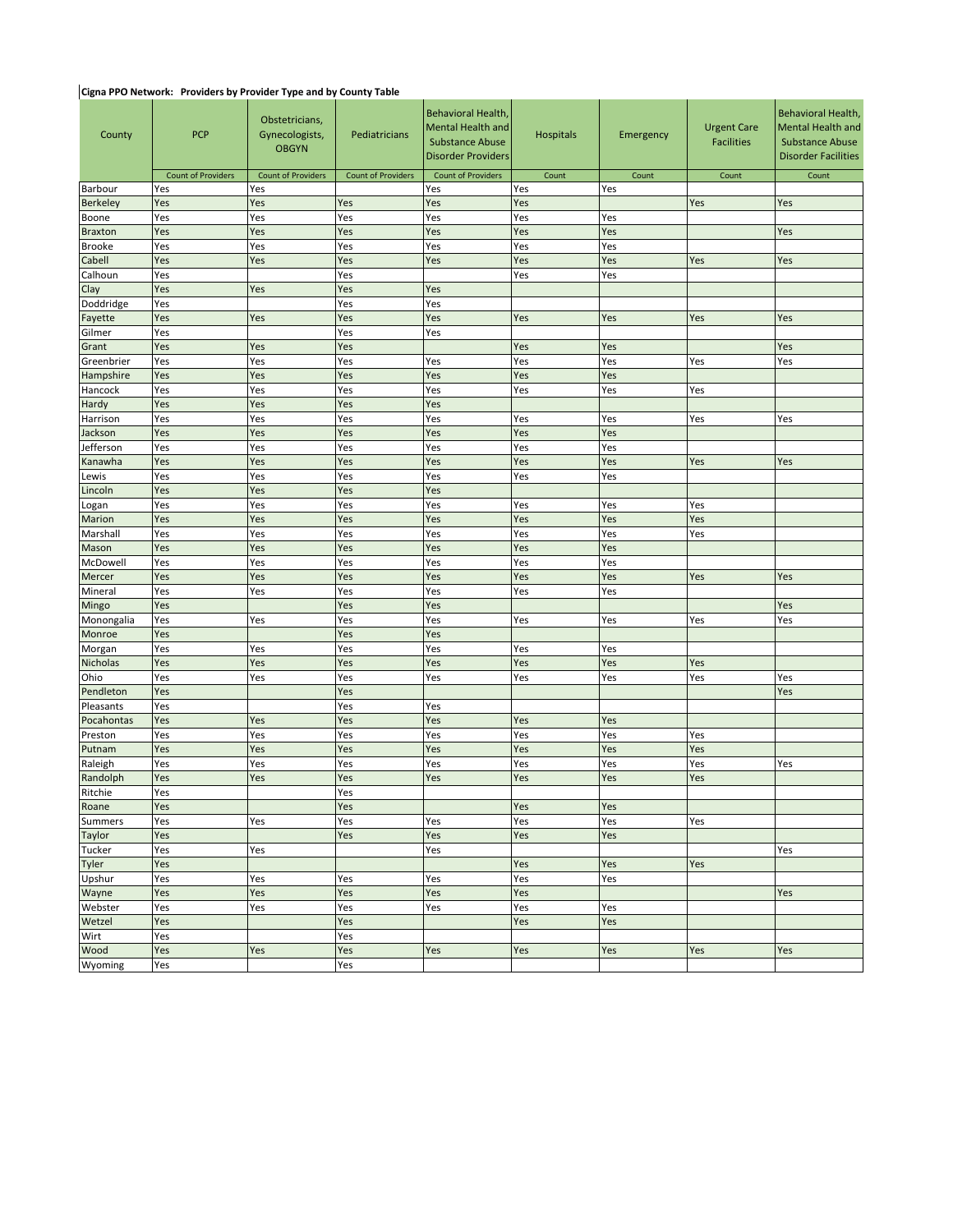**Cigna PPO Network: Providers by Provider Type and by County Table**

| County | PCP | Obstetricians, Gynecologists, OBGYN | Pediatricians | Behavioral Health, Mental Health and Substance Abuse Disorder Providers | Hospitals | Emergency | Urgent Care Facilities | Behavioral Health, Mental Health and Substance Abuse Disorder Facilities |
|---|---|---|---|---|---|---|---|---|
| | Count of Providers | Count of Providers | Count of Providers | Count of Providers | Count | Count | Count | Count |
| Barbour | Yes | Yes | | Yes | Yes | Yes | | |
| Berkeley | Yes | Yes | Yes | Yes | Yes | | Yes | Yes |
| Boone | Yes | Yes | Yes | Yes | Yes | Yes | | |
| Braxton | Yes | Yes | Yes | Yes | Yes | Yes | | Yes |
| Brooke | Yes | Yes | Yes | Yes | Yes | Yes | | |
| Cabell | Yes | Yes | Yes | Yes | Yes | Yes | Yes | Yes |
| Calhoun | Yes | | Yes | | Yes | Yes | | |
| Clay | Yes | Yes | Yes | Yes | | | | |
| Doddridge | Yes | | Yes | Yes | | | | |
| Fayette | Yes | Yes | Yes | Yes | Yes | Yes | Yes | Yes |
| Gilmer | Yes | | Yes | Yes | | | | |
| Grant | Yes | Yes | Yes | | Yes | Yes | | Yes |
| Greenbrier | Yes | Yes | Yes | Yes | Yes | Yes | Yes | Yes |
| Hampshire | Yes | Yes | Yes | Yes | Yes | Yes | | |
| Hancock | Yes | Yes | Yes | Yes | Yes | Yes | Yes | |
| Hardy | Yes | Yes | Yes | Yes | | | | |
| Harrison | Yes | Yes | Yes | Yes | Yes | Yes | Yes | Yes |
| Jackson | Yes | Yes | Yes | Yes | Yes | Yes | | |
| Jefferson | Yes | Yes | Yes | Yes | Yes | Yes | | |
| Kanawha | Yes | Yes | Yes | Yes | Yes | Yes | Yes | Yes |
| Lewis | Yes | Yes | Yes | Yes | Yes | Yes | | |
| Lincoln | Yes | Yes | Yes | Yes | | | | |
| Logan | Yes | Yes | Yes | Yes | Yes | Yes | Yes | |
| Marion | Yes | Yes | Yes | Yes | Yes | Yes | Yes | |
| Marshall | Yes | Yes | Yes | Yes | Yes | Yes | Yes | |
| Mason | Yes | Yes | Yes | Yes | Yes | Yes | | |
| McDowell | Yes | Yes | Yes | Yes | Yes | Yes | | |
| Mercer | Yes | Yes | Yes | Yes | Yes | Yes | Yes | Yes |
| Mineral | Yes | Yes | Yes | Yes | Yes | Yes | | |
| Mingo | Yes | | Yes | Yes | | | | Yes |
| Monongalia | Yes | Yes | Yes | Yes | Yes | Yes | Yes | Yes |
| Monroe | Yes | | Yes | Yes | | | | |
| Morgan | Yes | Yes | Yes | Yes | Yes | Yes | | |
| Nicholas | Yes | Yes | Yes | Yes | Yes | Yes | Yes | |
| Ohio | Yes | Yes | Yes | Yes | Yes | Yes | Yes | Yes |
| Pendleton | Yes | | Yes | | | | | Yes |
| Pleasants | Yes | | Yes | Yes | | | | |
| Pocahontas | Yes | Yes | Yes | Yes | Yes | Yes | | |
| Preston | Yes | Yes | Yes | Yes | Yes | Yes | Yes | |
| Putnam | Yes | Yes | Yes | Yes | Yes | Yes | Yes | |
| Raleigh | Yes | Yes | Yes | Yes | Yes | Yes | Yes | Yes |
| Randolph | Yes | Yes | Yes | Yes | Yes | Yes | Yes | |
| Ritchie | Yes | | Yes | | | | | |
| Roane | Yes | | Yes | | Yes | Yes | | |
| Summers | Yes | Yes | Yes | Yes | Yes | Yes | Yes | |
| Taylor | Yes | | Yes | Yes | Yes | Yes | | |
| Tucker | Yes | Yes | | Yes | | | | Yes |
| Tyler | Yes | | | | Yes | Yes | Yes | |
| Upshur | Yes | Yes | Yes | Yes | Yes | Yes | | |
| Wayne | Yes | Yes | Yes | Yes | Yes | | | Yes |
| Webster | Yes | Yes | Yes | Yes | Yes | Yes | | |
| Wetzel | Yes | | Yes | | Yes | Yes | | |
| Wirt | Yes | | Yes | | | | | |
| Wood | Yes | Yes | Yes | Yes | Yes | Yes | Yes | Yes |
| Wyoming | Yes | | Yes | | | | | |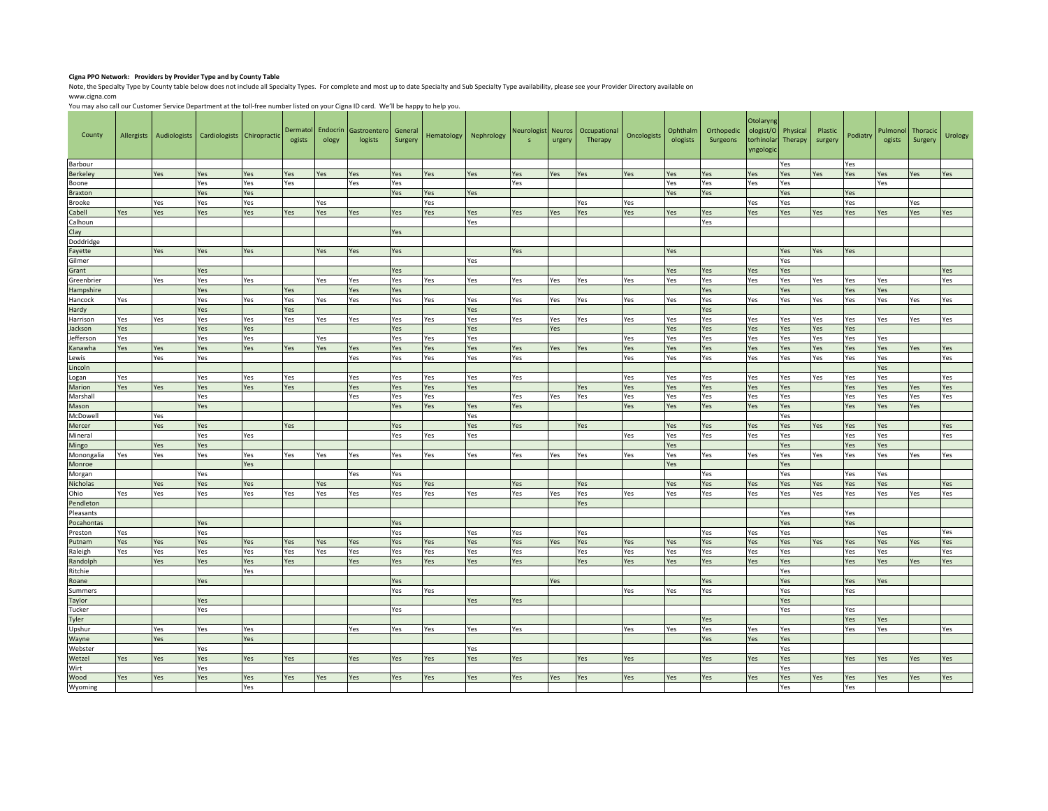**Cigna PPO Network: Providers by Provider Type and by County Table**

Note, the Specialty Type by County table below does not include all Specialty Types. For complete and most up to date Specialty and Sub Specialty Type availability, please see your Provider Directory available on www.cigna.com

You may also call our Customer Service Department at the toll-free number listed on your Cigna ID card. We'll be happy to help you.

| County | Allergists | Audiologists | Cardiologists | Chiropractic | Dermatologists | Endocrinology | Gastroenterologists | General Surgery | Hematology | Nephrology | Neurologists | Neurosurgery | Occupational Therapy | Oncologists | Ophthalmologists | Orthopedic Surgeons | Otolaryngologist/Otorhinolaryngologic | Physical Therapy | Plastic surgery | Podiatry | Pulmonologists | Thoracic Surgery | Urology |
|---|---|---|---|---|---|---|---|---|---|---|---|---|---|---|---|---|---|---|---|---|---|---|---|
| Barbour | | | | | | | | | | | | | | | | | | Yes | | Yes | | | |
| Berkeley | | Yes | Yes | Yes | Yes | Yes | Yes | Yes | Yes | Yes | Yes | Yes | Yes | Yes | Yes | Yes | Yes | Yes | Yes | Yes | Yes | Yes | Yes |
| Boone | | | Yes | Yes | Yes | | Yes | Yes | | | Yes | | | | Yes | Yes | Yes | Yes | | | Yes | | |
| Braxton | | | Yes | Yes | | | | Yes | Yes | Yes | | | | | Yes | Yes | | Yes | | Yes | | | |
| Brooke | | Yes | Yes | Yes | | Yes | | | Yes | | | | Yes | Yes | | | Yes | Yes | | Yes | | Yes | |
| Cabell | Yes | Yes | Yes | Yes | Yes | Yes | Yes | Yes | Yes | Yes | Yes | Yes | Yes | Yes | Yes | Yes | Yes | Yes | Yes | Yes | Yes | Yes | Yes |
| Calhoun | | | | | | | | | | Yes | | | | | | Yes | | | | | | | |
| Clay | | | | | | | | Yes | | | | | | | | | | | | | | | |
| Doddridge | | | | | | | | | | | | | | | | | | | | | | | |
| Fayette | | Yes | Yes | Yes | | Yes | Yes | Yes | | | Yes | | | | Yes | | | Yes | Yes | Yes | | | |
| Gilmer | | | | | | | | | | Yes | | | | | | | | Yes | | | | | |
| Grant | | | Yes | | | | | Yes | | | | | | | Yes | Yes | Yes | Yes | | | | | Yes |
| Greenbrier | | Yes | Yes | Yes | | Yes | Yes | Yes | Yes | Yes | Yes | Yes | Yes | Yes | Yes | Yes | Yes | Yes | Yes | Yes | Yes | | Yes |
| Hampshire | | | Yes | | Yes | | Yes | Yes | | | | | | | | Yes | | Yes | | Yes | Yes | | |
| Hancock | Yes | | Yes | Yes | Yes | Yes | Yes | Yes | Yes | Yes | Yes | Yes | Yes | Yes | Yes | Yes | Yes | Yes | Yes | Yes | Yes | Yes | Yes |
| Hardy | | | Yes | | Yes | | | | | Yes | | | | | | Yes | | | | | | | |
| Harrison | Yes | Yes | Yes | Yes | Yes | Yes | Yes | Yes | Yes | Yes | Yes | Yes | Yes | Yes | Yes | Yes | Yes | Yes | Yes | Yes | Yes | Yes | Yes |
| Jackson | Yes | | Yes | Yes | | | | Yes | | Yes | | Yes | | | Yes | Yes | Yes | Yes | Yes | Yes | | | |
| Jefferson | Yes | | Yes | Yes | | Yes | | Yes | Yes | Yes | | | | Yes | Yes | Yes | Yes | Yes | Yes | Yes | Yes | | |
| Kanawha | Yes | Yes | Yes | Yes | Yes | Yes | Yes | Yes | Yes | Yes | Yes | Yes | Yes | Yes | Yes | Yes | Yes | Yes | Yes | Yes | Yes | Yes | Yes |
| Lewis | | Yes | Yes | | | | Yes | Yes | Yes | Yes | Yes | | | Yes | Yes | Yes | Yes | Yes | Yes | Yes | Yes | | Yes |
| Lincoln | | | | | | | | | | | | | | | | | | | | | Yes | | |
| Logan | Yes | | Yes | Yes | Yes | | Yes | Yes | Yes | Yes | Yes | | | Yes | Yes | Yes | Yes | Yes | Yes | Yes | Yes | | Yes |
| Marion | Yes | Yes | Yes | Yes | Yes | | Yes | Yes | Yes | Yes | | | Yes | Yes | Yes | Yes | Yes | Yes | | Yes | Yes | Yes | Yes |
| Marshall | | | Yes | | | | Yes | Yes | Yes | | Yes | Yes | Yes | Yes | Yes | Yes | Yes | Yes | | Yes | Yes | Yes | Yes |
| Mason | | | Yes | | | | | Yes | Yes | Yes | Yes | | | Yes | Yes | Yes | Yes | Yes | | Yes | Yes | Yes | |
| McDowell | | Yes | | | | | | | | Yes | | | | | | | | Yes | | | | | |
| Mercer | | Yes | Yes | | Yes | | | Yes | | Yes | Yes | | Yes | | Yes | Yes | Yes | Yes | Yes | Yes | Yes | | Yes |
| Mineral | | | Yes | Yes | | | | Yes | Yes | Yes | | | | Yes | Yes | Yes | Yes | Yes | | Yes | Yes | | Yes |
| Mingo | | Yes | Yes | | | | | | | | | | | | Yes | | | Yes | | Yes | Yes | | |
| Monongalia | Yes | Yes | Yes | Yes | Yes | Yes | Yes | Yes | Yes | Yes | Yes | Yes | Yes | Yes | Yes | Yes | Yes | Yes | Yes | Yes | Yes | Yes | Yes |
| Monroe | | | | Yes | | | | | | | | | | | Yes | | | Yes | | | | | |
| Morgan | | | Yes | | | | Yes | Yes | | | | | | | | Yes | | Yes | | Yes | Yes | | |
| Nicholas | | Yes | Yes | Yes | | Yes | | Yes | Yes | | Yes | | Yes | | Yes | Yes | Yes | Yes | Yes | Yes | Yes | | Yes |
| Ohio | Yes | Yes | Yes | Yes | Yes | Yes | Yes | Yes | Yes | Yes | Yes | Yes | Yes | Yes | Yes | Yes | Yes | Yes | Yes | Yes | Yes | Yes | Yes |
| Pendleton | | | | | | | | | | | | | Yes | | | | | | | | | | |
| Pleasants | | | | | | | | | | | | | | | | | | Yes | | Yes | | | |
| Pocahontas | | | Yes | | | | | Yes | | | | | | | | | | Yes | | Yes | | | |
| Preston | Yes | | Yes | | | | | Yes | | Yes | Yes | | Yes | | | Yes | Yes | Yes | | | Yes | | Yes |
| Putnam | Yes | Yes | Yes | Yes | Yes | Yes | Yes | Yes | Yes | Yes | Yes | Yes | Yes | Yes | Yes | Yes | Yes | Yes | Yes | Yes | Yes | Yes | Yes |
| Raleigh | Yes | Yes | Yes | Yes | Yes | Yes | Yes | Yes | Yes | Yes | Yes | | Yes | Yes | Yes | Yes | Yes | Yes | | Yes | Yes | | Yes |
| Randolph | | Yes | Yes | Yes | Yes | | Yes | Yes | Yes | Yes | Yes | | Yes | Yes | Yes | Yes | Yes | Yes | | Yes | Yes | Yes | Yes |
| Ritchie | | | | Yes | | | | | | | | | | | | | | Yes | | | | | |
| Roane | | | Yes | | | | | Yes | | | | Yes | | | | Yes | | Yes | | Yes | Yes | | |
| Summers | | | | | | | | Yes | Yes | | | | | Yes | Yes | Yes | | Yes | | Yes | | | |
| Taylor | | | Yes | | | | | | | Yes | Yes | | | | | | | Yes | | | | | |
| Tucker | | | Yes | | | | | Yes | | | | | | | | | | Yes | | Yes | | | |
| Tyler | | | | | | | | | | | | | | | | Yes | | | | Yes | Yes | | |
| Upshur | | Yes | Yes | Yes | | | Yes | Yes | Yes | Yes | Yes | | | Yes | Yes | Yes | Yes | Yes | | Yes | Yes | | Yes |
| Wayne | | Yes | | Yes | | | | | | | | | | | | Yes | Yes | Yes | | | | | |
| Webster | | | Yes | | | | | | | Yes | | | | | | | | Yes | | | | | |
| Wetzel | Yes | Yes | Yes | Yes | Yes | | Yes | Yes | Yes | Yes | Yes | | Yes | Yes | | Yes | Yes | Yes | | Yes | Yes | Yes | Yes |
| Wirt | | | Yes | | | | | | | | | | | | | | | Yes | | | | | |
| Wood | Yes | Yes | Yes | Yes | Yes | Yes | Yes | Yes | Yes | Yes | Yes | Yes | Yes | Yes | Yes | Yes | Yes | Yes | Yes | Yes | Yes | Yes | Yes |
| Wyoming | | | | Yes | | | | | | | | | | | | | | Yes | | Yes | | | |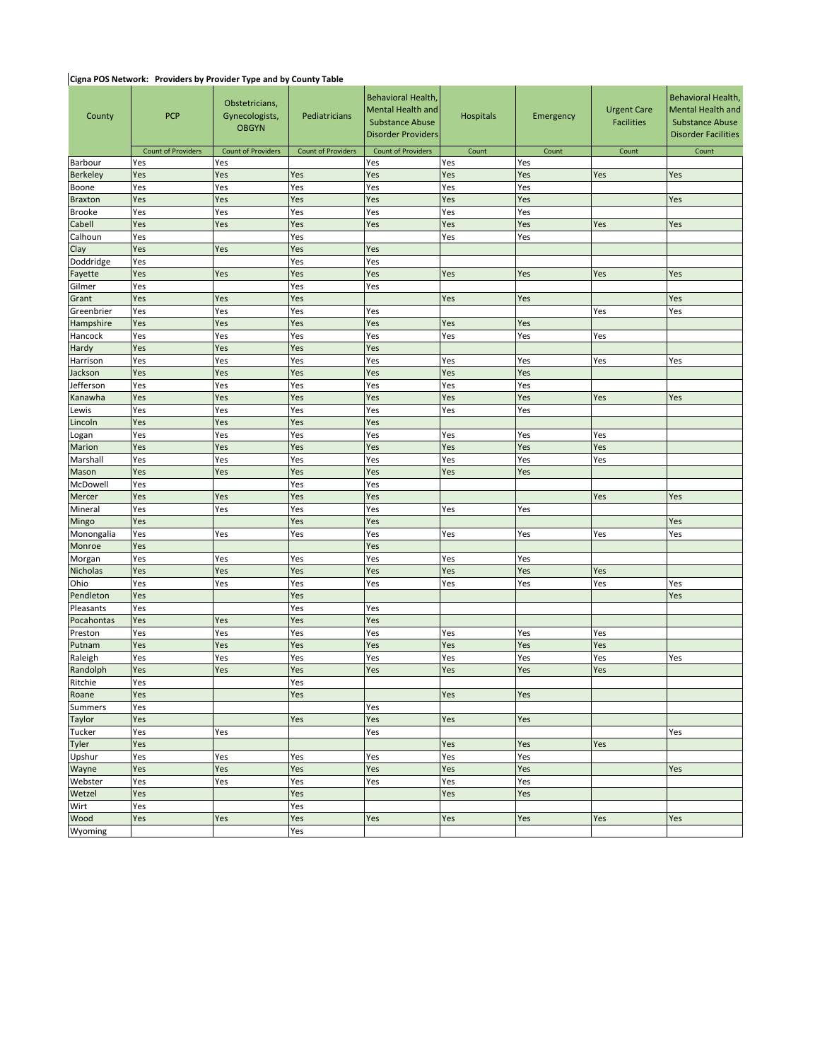**Cigna POS Network: Providers by Provider Type and by County Table**

| County | PCP | Obstetricians, Gynecologists, OBGYN | Pediatricians | Behavioral Health, Mental Health and Substance Abuse Disorder Providers | Hospitals | Emergency | Urgent Care Facilities | Behavioral Health, Mental Health and Substance Abuse Disorder Facilities |
|---|---|---|---|---|---|---|---|---|
| | Count of Providers | Count of Providers | Count of Providers | Count of Providers | Count | Count | Count | Count |
| Barbour | Yes | Yes | | Yes | Yes | Yes | | |
| Berkeley | Yes | Yes | Yes | Yes | Yes | Yes | Yes | Yes |
| Boone | Yes | Yes | Yes | Yes | Yes | Yes | | |
| Braxton | Yes | Yes | Yes | Yes | Yes | Yes | | Yes |
| Brooke | Yes | Yes | Yes | Yes | Yes | Yes | | |
| Cabell | Yes | Yes | Yes | Yes | Yes | Yes | Yes | Yes |
| Calhoun | Yes | | Yes | | Yes | Yes | | |
| Clay | Yes | Yes | Yes | Yes | | | | |
| Doddridge | Yes | | Yes | Yes | | | | |
| Fayette | Yes | Yes | Yes | Yes | Yes | Yes | Yes | Yes |
| Gilmer | Yes | | Yes | Yes | | | | |
| Grant | Yes | Yes | Yes | | Yes | Yes | | Yes |
| Greenbrier | Yes | Yes | Yes | Yes | | | Yes | Yes |
| Hampshire | Yes | Yes | Yes | Yes | Yes | Yes | | |
| Hancock | Yes | Yes | Yes | Yes | Yes | Yes | Yes | |
| Hardy | Yes | Yes | Yes | Yes | | | | |
| Harrison | Yes | Yes | Yes | Yes | Yes | Yes | Yes | Yes |
| Jackson | Yes | Yes | Yes | Yes | Yes | Yes | | |
| Jefferson | Yes | Yes | Yes | Yes | Yes | Yes | | |
| Kanawha | Yes | Yes | Yes | Yes | Yes | Yes | Yes | Yes |
| Lewis | Yes | Yes | Yes | Yes | Yes | Yes | | |
| Lincoln | Yes | Yes | Yes | Yes | | | | |
| Logan | Yes | Yes | Yes | Yes | Yes | Yes | Yes | |
| Marion | Yes | Yes | Yes | Yes | Yes | Yes | Yes | |
| Marshall | Yes | Yes | Yes | Yes | Yes | Yes | Yes | |
| Mason | Yes | Yes | Yes | Yes | Yes | Yes | | |
| McDowell | Yes | | Yes | Yes | | | | |
| Mercer | Yes | Yes | Yes | Yes | | | Yes | Yes |
| Mineral | Yes | Yes | Yes | Yes | Yes | Yes | | |
| Mingo | Yes | | Yes | Yes | | | | Yes |
| Monongalia | Yes | Yes | Yes | Yes | Yes | Yes | Yes | Yes |
| Monroe | Yes | | | Yes | | | | |
| Morgan | Yes | Yes | Yes | Yes | Yes | Yes | | |
| Nicholas | Yes | Yes | Yes | Yes | Yes | Yes | Yes | |
| Ohio | Yes | Yes | Yes | Yes | Yes | Yes | Yes | Yes |
| Pendleton | Yes | | Yes | | | | | Yes |
| Pleasants | Yes | | Yes | Yes | | | | |
| Pocahontas | Yes | Yes | Yes | Yes | | | | |
| Preston | Yes | Yes | Yes | Yes | Yes | Yes | Yes | |
| Putnam | Yes | Yes | Yes | Yes | Yes | Yes | Yes | |
| Raleigh | Yes | Yes | Yes | Yes | Yes | Yes | Yes | Yes |
| Randolph | Yes | Yes | Yes | Yes | Yes | Yes | Yes | |
| Ritchie | Yes | | Yes | | | | | |
| Roane | Yes | | Yes | | Yes | Yes | | |
| Summers | Yes | | | Yes | | | | |
| Taylor | Yes | | Yes | Yes | Yes | Yes | | |
| Tucker | Yes | Yes | | Yes | | | | Yes |
| Tyler | Yes | | | | Yes | Yes | Yes | |
| Upshur | Yes | Yes | Yes | Yes | Yes | Yes | | |
| Wayne | Yes | Yes | Yes | Yes | Yes | Yes | | Yes |
| Webster | Yes | Yes | Yes | Yes | Yes | Yes | | |
| Wetzel | Yes | | Yes | | Yes | Yes | | |
| Wirt | Yes | | Yes | | | | | |
| Wood | Yes | Yes | Yes | Yes | Yes | Yes | Yes | Yes |
| Wyoming | | | Yes | | | | | |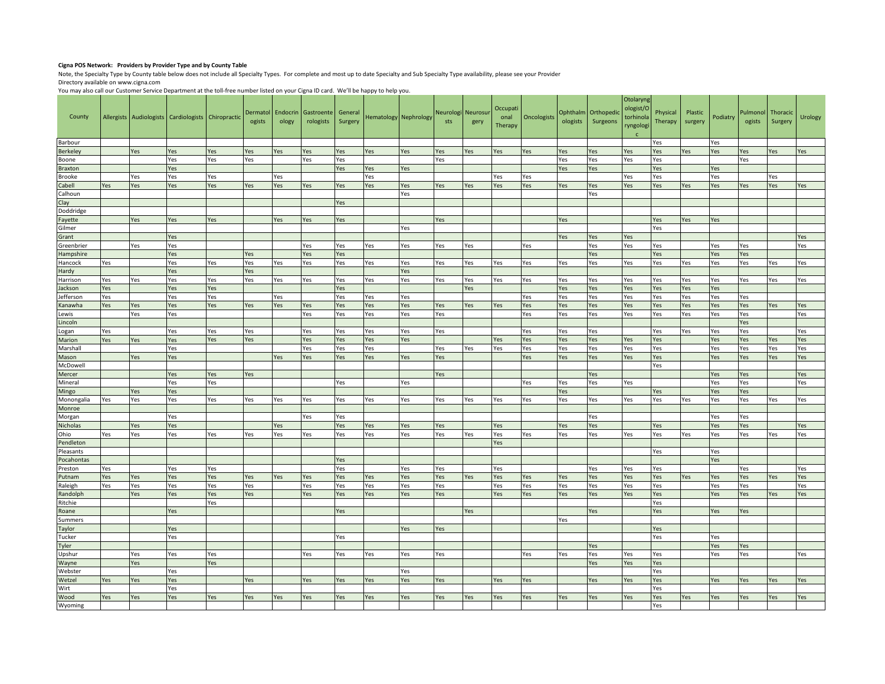**Cigna POS Network: Providers by Provider Type and by County Table**

Note, the Specialty Type by County table below does not include all Specialty Types. For complete and most up to date Specialty and Sub Specialty Type availability, please see your Provider Directory available on www.cigna.com

You may also call our Customer Service Department at the toll-free number listed on your Cigna ID card. We'll be happy to help you.

| County | Allergists | Audiologists | Cardiologists | Chiropractic | Dermatologists | Endocrinology | Gastroenterologists | General Surgery | Hematology | Nephrology | Neurologists | Neurosurgery | Occupational Therapy | Oncologists | Ophthalmologists | Orthopedic Surgeons | Otolaryngologist/Otorhinolaryngologic | Physical Therapy | Plastic surgery | Podiatry | Pulmonologists | Thoracic Surgery | Urology |
|---|---|---|---|---|---|---|---|---|---|---|---|---|---|---|---|---|---|---|---|---|---|---|---|
| Barbour | | | | | | | | | | | | | | | | | | Yes | | Yes | | | |
| Berkeley | | Yes | Yes | Yes | Yes | Yes | Yes | Yes | Yes | Yes | Yes | Yes | Yes | Yes | Yes | Yes | Yes | Yes | Yes | Yes | Yes | Yes | Yes |
| Boone | | | Yes | Yes | Yes | | Yes | Yes | | | Yes | | | | Yes | Yes | Yes | Yes | | | Yes | | |
| Braxton | | | Yes | | | | | Yes | Yes | Yes | | | | | Yes | Yes | | Yes | | Yes | | | |
| Brooke | | Yes | Yes | Yes | | Yes | | | Yes | | | | Yes | Yes | | | Yes | Yes | | Yes | | Yes | |
| Cabell | Yes | Yes | Yes | Yes | Yes | Yes | Yes | Yes | Yes | Yes | Yes | Yes | Yes | Yes | Yes | Yes | Yes | Yes | Yes | Yes | Yes | Yes | Yes |
| Calhoun | | | | | | | | | | Yes | | | | | | Yes | | | | | | | |
| Clay | | | | | | | | Yes | | | | | | | | | | | | | | | |
| Doddridge | | | | | | | | | | | | | | | | | | | | | | | |
| Fayette | | Yes | Yes | Yes | | Yes | Yes | Yes | | | Yes | | | | Yes | | | Yes | Yes | Yes | | | |
| Gilmer | | | | | | | | | | Yes | | | | | | | | Yes | | | | | |
| Grant | | | Yes | | | | | | | | | | | | Yes | Yes | Yes | | | | | | Yes |
| Greenbrier | | Yes | Yes | | | | Yes | Yes | Yes | Yes | Yes | Yes | | Yes | | Yes | Yes | Yes | | Yes | Yes | | Yes |
| Hampshire | | | Yes | | Yes | | Yes | Yes | | | | | | | | Yes | | Yes | | Yes | Yes | | |
| Hancock | Yes | | Yes | Yes | Yes | Yes | Yes | Yes | Yes | Yes | Yes | Yes | Yes | Yes | Yes | Yes | Yes | Yes | Yes | Yes | Yes | Yes | Yes |
| Hardy | | | Yes | | Yes | | | | | Yes | | | | | | | | | | | | | |
| Harrison | Yes | Yes | Yes | Yes | Yes | Yes | Yes | Yes | Yes | Yes | Yes | Yes | Yes | Yes | Yes | Yes | Yes | Yes | Yes | Yes | Yes | Yes | Yes |
| Jackson | Yes | | Yes | Yes | | | | Yes | | | | Yes | | | Yes | Yes | Yes | Yes | Yes | Yes | | | |
| Jefferson | Yes | | Yes | Yes | | Yes | | Yes | Yes | Yes | | | | Yes | Yes | Yes | Yes | Yes | Yes | Yes | Yes | | |
| Kanawha | Yes | Yes | Yes | Yes | Yes | Yes | Yes | Yes | Yes | Yes | Yes | Yes | Yes | Yes | Yes | Yes | Yes | Yes | Yes | Yes | Yes | Yes | Yes |
| Lewis | | Yes | Yes | | | | Yes | Yes | Yes | Yes | Yes | | | Yes | Yes | Yes | Yes | Yes | Yes | Yes | Yes | | Yes |
| Lincoln | | | | | | | | | | | | | | | | | | | | | Yes | | |
| Logan | Yes | | Yes | Yes | Yes | | Yes | Yes | Yes | Yes | Yes | | | Yes | Yes | Yes | | Yes | Yes | Yes | Yes | | Yes |
| Marion | Yes | Yes | Yes | Yes | Yes | | Yes | Yes | Yes | Yes | | | Yes | Yes | Yes | Yes | Yes | Yes | | Yes | Yes | Yes | Yes |
| Marshall | | | Yes | | | | Yes | Yes | Yes | | Yes | Yes | Yes | Yes | Yes | Yes | Yes | Yes | | Yes | Yes | Yes | Yes |
| Mason | | Yes | Yes | | | Yes | Yes | Yes | Yes | Yes | Yes | | | Yes | Yes | Yes | Yes | Yes | | Yes | Yes | Yes | Yes |
| McDowell | | | | | | | | | | | | | | | | | | Yes | | | | | |
| Mercer | | | Yes | Yes | Yes | | | | | | Yes | | | | | Yes | | | | Yes | Yes | | Yes |
| Mineral | | | Yes | Yes | | | | Yes | | Yes | | | | Yes | Yes | Yes | Yes | | | Yes | Yes | | Yes |
| Mingo | | Yes | Yes | | | | | | | | | | | | Yes | | | Yes | | Yes | Yes | | |
| Monongalia | Yes | Yes | Yes | Yes | Yes | Yes | Yes | Yes | Yes | Yes | Yes | Yes | Yes | Yes | Yes | Yes | Yes | Yes | Yes | Yes | Yes | Yes | Yes |
| Monroe | | | | | | | | | | | | | | | | | | | | | | | |
| Morgan | | | Yes | | | | Yes | Yes | | | | | | | | Yes | | | | Yes | Yes | | |
| Nicholas | | Yes | Yes | | | Yes | | Yes | Yes | Yes | Yes | | Yes | | Yes | Yes | | Yes | | Yes | Yes | | Yes |
| Ohio | Yes | Yes | Yes | Yes | Yes | Yes | Yes | Yes | Yes | Yes | Yes | Yes | Yes | Yes | Yes | Yes | Yes | Yes | Yes | Yes | Yes | Yes | Yes |
| Pendleton | | | | | | | | | | | | | Yes | | | | | | | | | | |
| Pleasants | | | | | | | | | | | | | | | | | | Yes | | Yes | | | |
| Pocahontas | | | | | | | | Yes | | | | | | | | | | | | Yes | | | |
| Preston | Yes | | Yes | Yes | | | | Yes | | Yes | Yes | | Yes | | | Yes | Yes | Yes | | | Yes | | Yes |
| Putnam | Yes | Yes | Yes | Yes | Yes | Yes | Yes | Yes | Yes | Yes | Yes | Yes | Yes | Yes | Yes | Yes | Yes | Yes | Yes | Yes | Yes | Yes | Yes |
| Raleigh | Yes | Yes | Yes | Yes | Yes | | Yes | Yes | Yes | Yes | Yes | | Yes | Yes | Yes | Yes | Yes | Yes | | Yes | Yes | | Yes |
| Randolph | | Yes | Yes | Yes | Yes | | Yes | Yes | Yes | Yes | Yes | | Yes | Yes | Yes | Yes | Yes | Yes | | Yes | Yes | Yes | Yes |
| Ritchie | | | | Yes | | | | | | | | | | | | | | Yes | | | | | |
| Roane | | | Yes | | | | | Yes | | | | Yes | | | | Yes | | Yes | | Yes | Yes | | |
| Summers | | | | | | | | | | | | | | | Yes | | | | | | | | |
| Taylor | | | Yes | | | | | | | Yes | Yes | | | | | | | Yes | | | | | |
| Tucker | | | Yes | | | | | Yes | | | | | | | | | | Yes | | Yes | | | |
| Tyler | | | | | | | | | | | | | | | | Yes | | | | Yes | Yes | | |
| Upshur | | Yes | Yes | Yes | | | Yes | Yes | Yes | Yes | Yes | | | Yes | Yes | Yes | Yes | Yes | | Yes | Yes | | Yes |
| Wayne | | Yes | | Yes | | | | | | | | | | | | Yes | Yes | Yes | | | | | |
| Webster | | | Yes | | | | | | | Yes | | | | | | | | Yes | | | | | |
| Wetzel | Yes | Yes | Yes | | Yes | | Yes | Yes | Yes | Yes | Yes | | Yes | Yes | | Yes | Yes | Yes | | Yes | Yes | Yes | Yes |
| Wirt | | | Yes | | | | | | | | | | | | | | | Yes | | | | | |
| Wood | Yes | Yes | Yes | Yes | Yes | Yes | Yes | Yes | Yes | Yes | Yes | Yes | Yes | Yes | Yes | Yes | Yes | Yes | Yes | Yes | Yes | Yes | Yes |
| Wyoming | | | | | | | | | | | | | | | | | | Yes | | | | | |